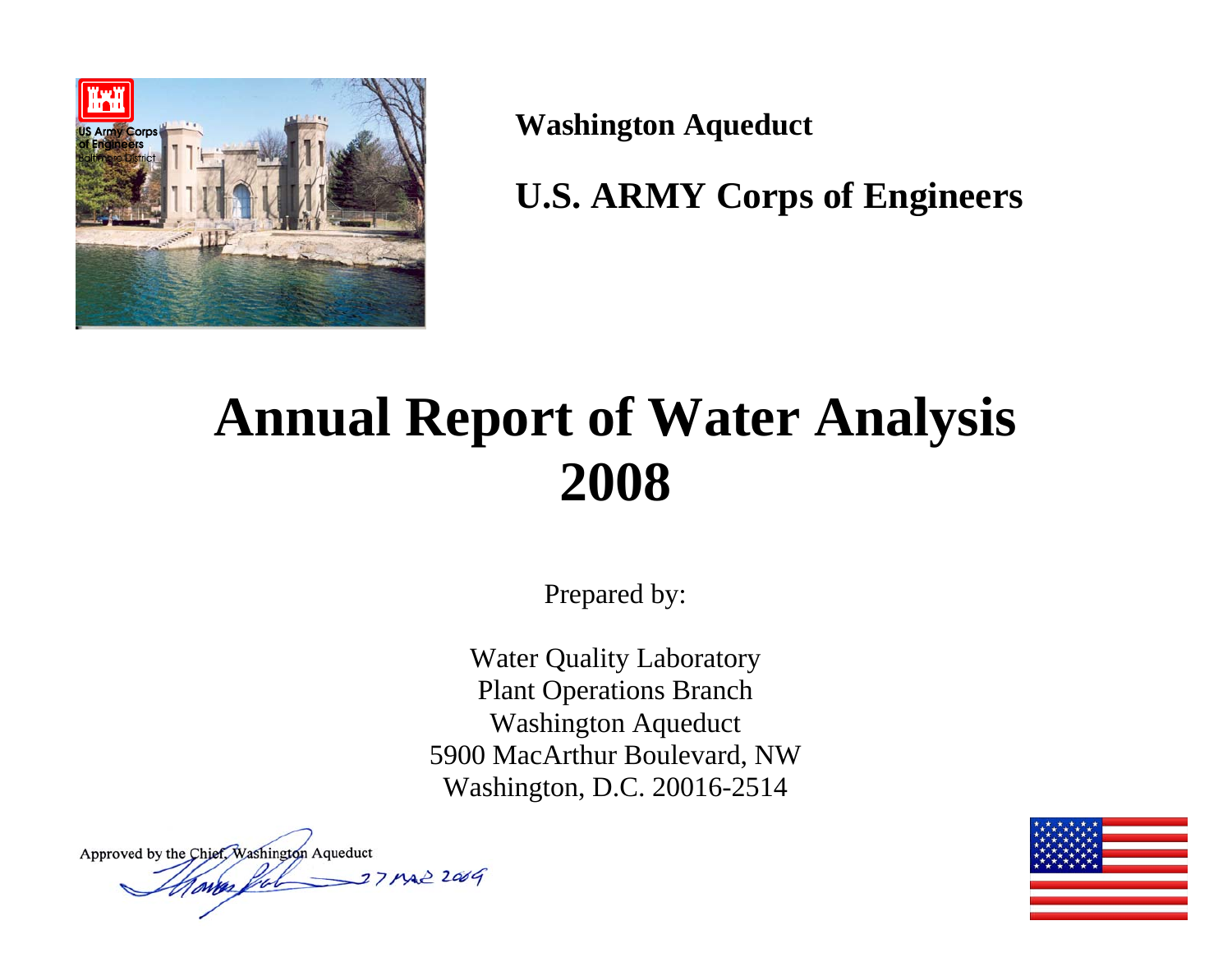**Washington Aqueduct**

**U.S. ARMY Corps of Engineers**

# Annual Report of Water Analysis 2008

Prepared by:

Water Quality Laboratory
Plant Operations Branch
Washington Aqueduct
5900 MacArthur Boulevard, NW
Washington, D.C. 20016-2514

Approved by the Chief, Washington Aqueduct

27 MAR 2009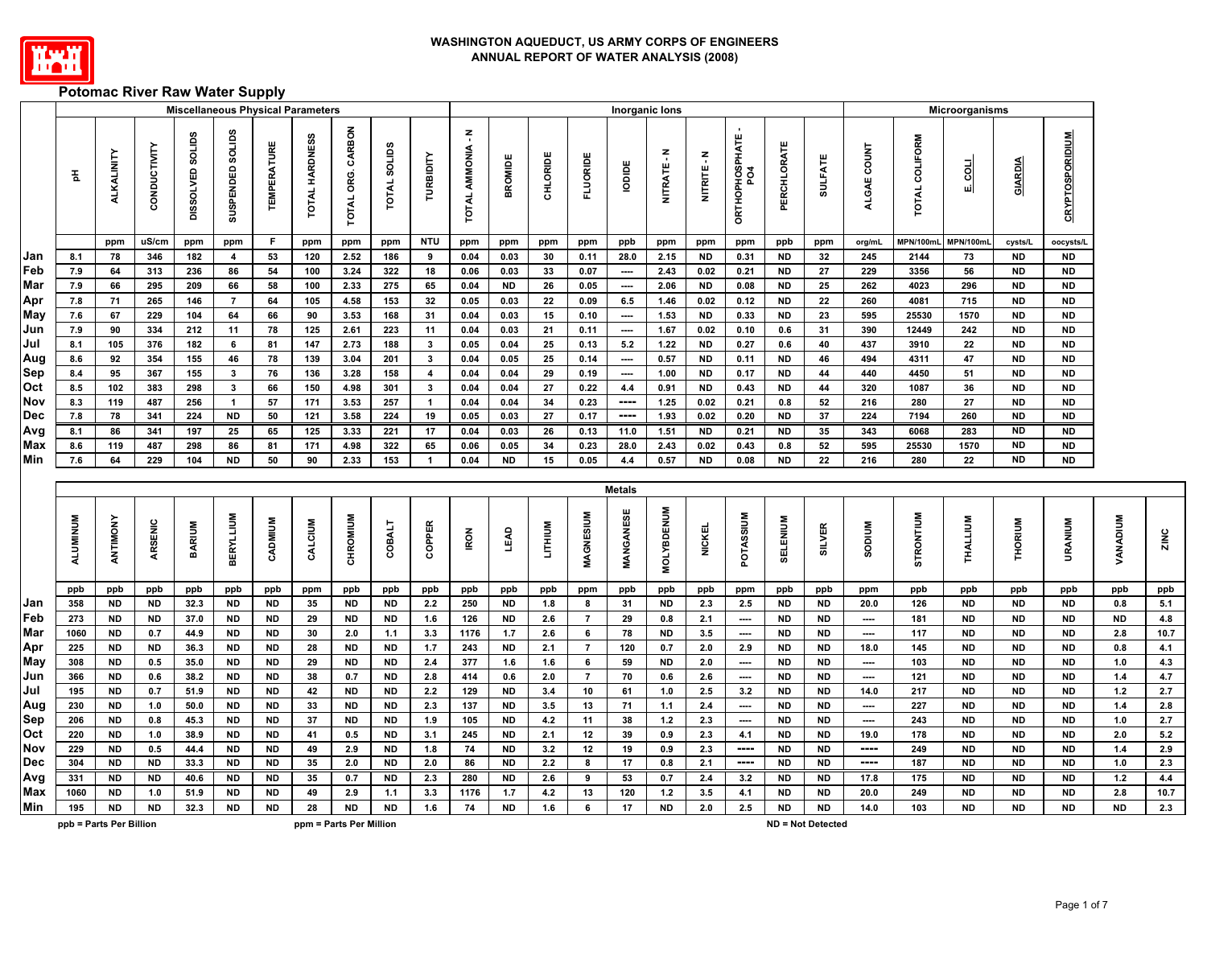# WASHINGTON AQUEDUCT, US ARMY CORPS OF ENGINEERS
## ANNUAL REPORT OF WATER ANALYSIS (2008)

## Potomac River Raw Water Supply

| | Miscellaneous Physical Parameters | | | | | | | | | | Inorganic Ions | | | | | | | | | | Microorganisms | | | | |
|---|---|---|---|---|---|---|---|---|---|---|---|---|---|---|---|---|---|---|---|---|---|---|---|---|---|
| | pH | ALKALINITY | CONDUCTIVITY | DISSOLVED SOLIDS | SUSPENDED SOLIDS | TEMPERATURE | TOTAL HARDNESS | TOTAL ORG. CARBON | TOTAL SOLIDS | TURBIDITY | TOTAL AMMONIA - N | BROMIDE | CHLORIDE | FLUORIDE | IODIDE | NITRATE - N | NITRITE - N | ORTHOPHOSPHATE - PO4 | PERCHLORATE | SULFATE | ALGAE COUNT | TOTAL COLIFORM | E. COLI | GIARDIA | CRYPTOSPORIDIUM |
| | | ppm | uS/cm | ppm | ppm | F | ppm | ppm | ppm | NTU | ppm | ppm | ppm | ppm | ppb | ppm | ppm | ppm | ppb | ppm | org/mL | MPN/100mL | MPN/100mL | cysts/L | oocysts/L |
| Jan | 8.1 | 78 | 346 | 182 | 4 | 53 | 120 | 2.52 | 186 | 9 | 0.04 | 0.03 | 30 | 0.11 | 28.0 | 2.15 | ND | 0.31 | ND | 32 | 245 | 2144 | 73 | ND | ND |
| Feb | 7.9 | 64 | 313 | 236 | 86 | 54 | 100 | 3.24 | 322 | 18 | 0.06 | 0.03 | 33 | 0.07 | ---- | 2.43 | 0.02 | 0.21 | ND | 27 | 229 | 3356 | 56 | ND | ND |
| Mar | 7.9 | 66 | 295 | 209 | 66 | 58 | 100 | 2.33 | 275 | 65 | 0.04 | ND | 26 | 0.05 | ---- | 2.06 | ND | 0.08 | ND | 25 | 262 | 4023 | 296 | ND | ND |
| Apr | 7.8 | 71 | 265 | 146 | 7 | 64 | 105 | 4.58 | 153 | 32 | 0.05 | 0.03 | 22 | 0.09 | 6.5 | 1.46 | 0.02 | 0.12 | ND | 22 | 260 | 4081 | 715 | ND | ND |
| May | 7.6 | 67 | 229 | 104 | 64 | 66 | 90 | 3.53 | 168 | 31 | 0.04 | 0.03 | 15 | 0.10 | ---- | 1.53 | ND | 0.33 | ND | 23 | 595 | 25530 | 1570 | ND | ND |
| Jun | 7.9 | 90 | 334 | 212 | 11 | 78 | 125 | 2.61 | 223 | 11 | 0.04 | 0.03 | 21 | 0.11 | ---- | 1.67 | 0.02 | 0.10 | 0.6 | 31 | 390 | 12449 | 242 | ND | ND |
| Jul | 8.1 | 105 | 376 | 182 | 6 | 81 | 147 | 2.73 | 188 | 3 | 0.05 | 0.04 | 25 | 0.13 | 5.2 | 1.22 | ND | 0.27 | 0.6 | 40 | 437 | 3910 | 22 | ND | ND |
| Aug | 8.6 | 92 | 354 | 155 | 46 | 78 | 139 | 3.04 | 201 | 3 | 0.04 | 0.05 | 25 | 0.14 | ---- | 0.57 | ND | 0.11 | ND | 46 | 494 | 4311 | 47 | ND | ND |
| Sep | 8.4 | 95 | 367 | 155 | 3 | 76 | 136 | 3.28 | 158 | 4 | 0.04 | 0.04 | 29 | 0.19 | ---- | 1.00 | ND | 0.17 | ND | 44 | 440 | 4450 | 51 | ND | ND |
| Oct | 8.5 | 102 | 383 | 298 | 3 | 66 | 150 | 4.98 | 301 | 3 | 0.04 | 0.04 | 27 | 0.22 | 4.4 | 0.91 | ND | 0.43 | ND | 44 | 320 | 1087 | 36 | ND | ND |
| Nov | 8.3 | 119 | 487 | 256 | 1 | 57 | 171 | 3.53 | 257 | 1 | 0.04 | 0.04 | 34 | 0.23 | ---- | 1.25 | 0.02 | 0.21 | 0.8 | 52 | 216 | 280 | 27 | ND | ND |
| Dec | 7.8 | 78 | 341 | 224 | ND | 50 | 121 | 3.58 | 224 | 19 | 0.05 | 0.03 | 27 | 0.17 | ---- | 1.93 | 0.02 | 0.20 | ND | 37 | 224 | 7194 | 260 | ND | ND |
| Avg | 8.1 | 86 | 341 | 197 | 25 | 65 | 125 | 3.33 | 221 | 17 | 0.04 | 0.04 | 26 | 0.13 | 11.0 | 1.51 | ND | 0.21 | ND | 35 | 343 | 6068 | 283 | ND | ND |
| Max | 8.6 | 119 | 487 | 298 | 86 | 81 | 171 | 4.98 | 322 | 65 | 0.06 | 0.05 | 34 | 0.23 | 28.0 | 2.43 | 0.02 | 0.43 | 0.8 | 52 | 595 | 25530 | 1570 | ND | ND |
| Min | 7.6 | 64 | 229 | 104 | ND | 50 | 90 | 2.33 | 153 | 1 | 0.04 | ND | 15 | 0.05 | 4.4 | 0.57 | ND | 0.08 | ND | 22 | 216 | 280 | 22 | ND | ND |

| | Metals | | | | | | | | | | | | | | | | | | | | | | | | | | |
|---|---|---|---|---|---|---|---|---|---|---|---|---|---|---|---|---|---|---|---|---|---|---|---|---|---|---|---|
| | ALUMINUM | ANTIMONY | ARSENIC | BARIUM | BERYLLIUM | CADMIUM | CALCIUM | CHROMIUM | COBALT | COPPER | IRON | LEAD | LITHIUM | MAGNESIUM | MANGANESE | MOLYBDENUM | NICKEL | POTASSIUM | SELENIUM | SILVER | SODIUM | STRONTIUM | THALLIUM | THORIUM | URANIUM | VANADIUM | ZINC |
| | ppb | ppb | ppb | ppb | ppb | ppb | ppm | ppb | ppb | ppb | ppb | ppb | ppb | ppm | ppb | ppb | ppb | ppm | ppb | ppb | ppm | ppb | ppb | ppb | ppb | ppb | ppb |
| Jan | 358 | ND | ND | 32.3 | ND | ND | 35 | ND | ND | 2.2 | 250 | ND | 1.8 | 8 | 31 | ND | 2.3 | 2.5 | ND | ND | 20.0 | 126 | ND | ND | ND | 0.8 | 5.1 |
| Feb | 273 | ND | ND | 37.0 | ND | ND | 29 | ND | ND | 1.6 | 126 | ND | 2.6 | 7 | 29 | 0.8 | 2.1 | ---- | ND | ND | ---- | 181 | ND | ND | ND | ND | 4.8 |
| Mar | 1060 | ND | 0.7 | 44.9 | ND | ND | 30 | 2.0 | 1.1 | 3.3 | 1176 | 1.7 | 2.6 | 6 | 78 | ND | 3.5 | ---- | ND | ND | ---- | 117 | ND | ND | ND | 2.8 | 10.7 |
| Apr | 225 | ND | ND | 36.3 | ND | ND | 28 | ND | ND | 1.7 | 243 | ND | 2.1 | 7 | 120 | 0.7 | 2.0 | 2.9 | ND | ND | 18.0 | 145 | ND | ND | ND | 0.8 | 4.1 |
| May | 308 | ND | 0.5 | 35.0 | ND | ND | 29 | ND | ND | 2.4 | 377 | 1.6 | 1.6 | 6 | 59 | ND | 2.0 | ---- | ND | ND | ---- | 103 | ND | ND | ND | 1.0 | 4.3 |
| Jun | 366 | ND | 0.6 | 38.2 | ND | ND | 38 | 0.7 | ND | 2.8 | 414 | 0.6 | 2.0 | 7 | 70 | 0.6 | 2.6 | ---- | ND | ND | ---- | 121 | ND | ND | ND | 1.4 | 4.7 |
| Jul | 195 | ND | 0.7 | 51.9 | ND | ND | 42 | ND | ND | 2.2 | 129 | ND | 3.4 | 10 | 61 | 1.0 | 2.5 | 3.2 | ND | ND | 14.0 | 217 | ND | ND | ND | 1.2 | 2.7 |
| Aug | 230 | ND | 1.0 | 50.0 | ND | ND | 33 | ND | ND | 2.3 | 137 | ND | 3.5 | 13 | 71 | 1.1 | 2.4 | ---- | ND | ND | ---- | 227 | ND | ND | ND | 1.4 | 2.8 |
| Sep | 206 | ND | 0.8 | 45.3 | ND | ND | 37 | ND | ND | 1.9 | 105 | ND | 4.2 | 11 | 38 | 1.2 | 2.3 | ---- | ND | ND | ---- | 243 | ND | ND | ND | 1.0 | 2.7 |
| Oct | 220 | ND | 1.0 | 38.9 | ND | ND | 41 | 0.5 | ND | 3.1 | 245 | ND | 2.1 | 12 | 39 | 0.9 | 2.3 | 4.1 | ND | ND | 19.0 | 178 | ND | ND | ND | 2.0 | 5.2 |
| Nov | 229 | ND | 0.5 | 44.4 | ND | ND | 49 | 2.9 | ND | 1.8 | 74 | ND | 3.2 | 12 | 19 | 0.9 | 2.3 | ---- | ND | ND | ---- | 249 | ND | ND | ND | 1.4 | 2.9 |
| Dec | 304 | ND | ND | 33.3 | ND | ND | 35 | 2.0 | ND | 2.0 | 86 | ND | 2.2 | 8 | 17 | 0.8 | 2.1 | ---- | ND | ND | ---- | 187 | ND | ND | ND | 1.0 | 2.3 |
| Avg | 331 | ND | ND | 40.6 | ND | ND | 35 | 0.7 | ND | 2.3 | 280 | ND | 2.6 | 9 | 53 | 0.7 | 2.4 | 3.2 | ND | ND | 17.8 | 175 | ND | ND | ND | 1.2 | 4.4 |
| Max | 1060 | ND | 1.0 | 51.9 | ND | ND | 49 | 2.9 | 1.1 | 3.3 | 1176 | 1.7 | 4.2 | 13 | 120 | 1.2 | 3.5 | 4.1 | ND | ND | 20.0 | 249 | ND | ND | ND | 2.8 | 10.7 |
| Min | 195 | ND | ND | 32.3 | ND | ND | 28 | ND | ND | 1.6 | 74 | ND | 1.6 | 6 | 17 | ND | 2.0 | 2.5 | ND | ND | 14.0 | 103 | ND | ND | ND | ND | 2.3 |

ppb = Parts Per Billion    ppm = Parts Per Million    ND = Not Detected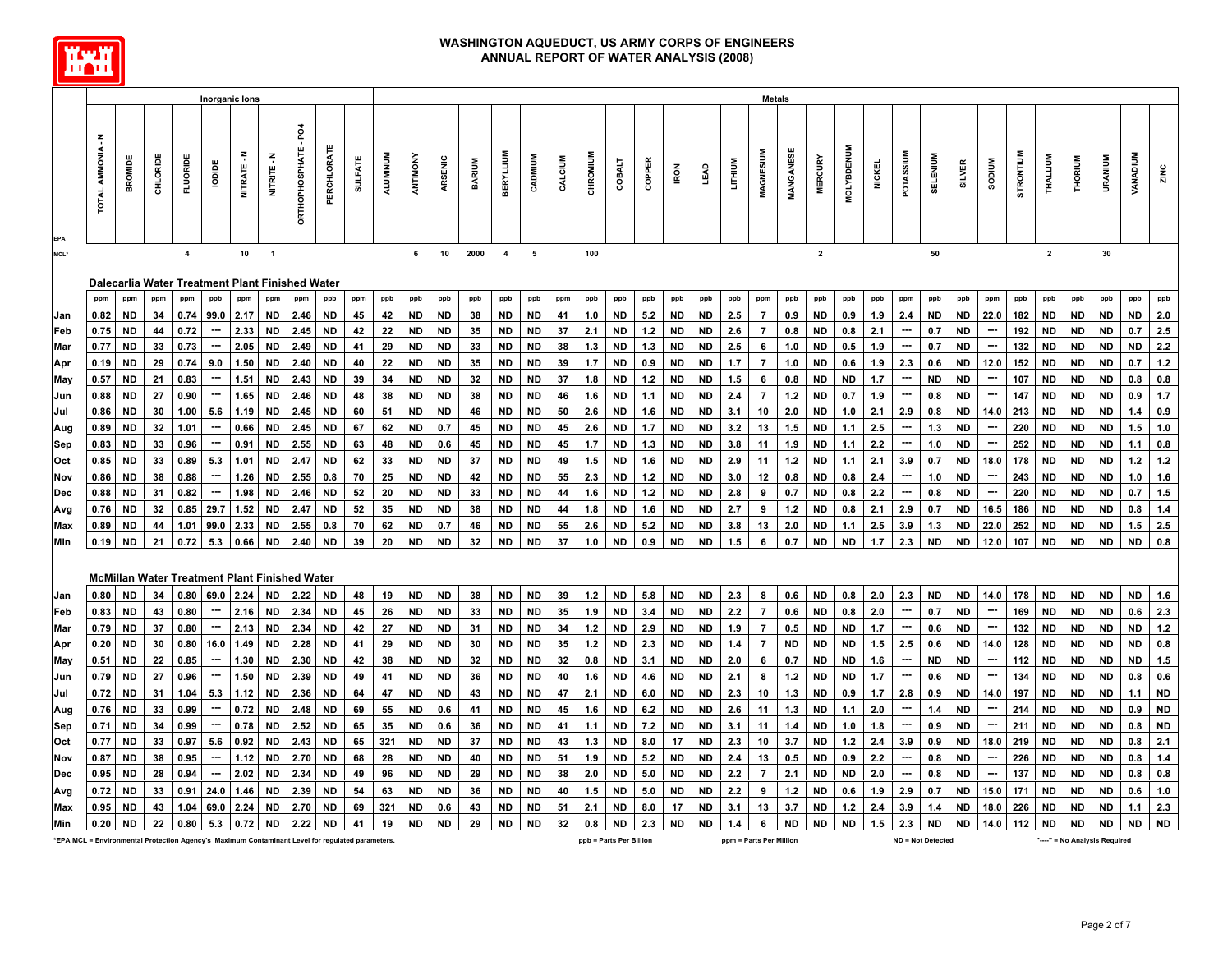# WASHINGTON AQUEDUCT, US ARMY CORPS OF ENGINEERS
## ANNUAL REPORT OF WATER ANALYSIS (2008)

| | Inorganic Ions | | | | | | | | | | Metals | | | | | | | | | | | | | | | | | | | | | | | | | | | | |
|---|---|---|---|---|---|---|---|---|---|---|---|---|---|---|---|---|---|---|---|---|---|---|---|---|---|---|---|---|---|---|---|---|---|---|---|---|---|---|---|
| EPA | TOTAL AMMONIA - N | BROMIDE | CHLORIDE | FLUORIDE | IODIDE | NITRATE - N | NITRITE - N | ORTHOPHOSPHATE - PO4 | PERCHLORATE | SULFATE | ALUMINUM | ANTIMONY | ARSENIC | BARIUM | BERYLLIUM | CADMIUM | CALCIUM | CHROMIUM | COBALT | COPPER | IRON | LEAD | LITHIUM | MAGNESIUM | MANGANESE | MERCURY | MOLYBDENUM | NICKEL | POTASSIUM | SELENIUM | SILVER | SODIUM | STRONTIUM | THALLIUM | THORIUM | URANIUM | VANADIUM | ZINC |
| MCL* | | | | 4 | | 10 | 1 | | | | | 6 | 10 | 2000 | 4 | 5 | | 100 | | | | | | | | 2 | | | | 50 | | | | 2 | | 30 | | |
| **Dalecarlia Water Treatment Plant Finished Water** | | | | | | | | | | | | | | | | | | | | | | | | | | | | | | | | | | | | | | | |
| | ppm | ppm | ppm | ppm | ppb | ppm | ppm | ppm | ppb | ppm | ppb | ppb | ppb | ppb | ppb | ppb | ppm | ppb | ppb | ppb | ppb | ppb | ppb | ppm | ppb | ppb | ppb | ppb | ppm | ppb | ppb | ppm | ppb | ppb | ppb | ppb | ppb | ppb |
| Jan | 0.82 | ND | 34 | 0.74 | 99.0 | 2.17 | ND | 2.46 | ND | 45 | 42 | ND | ND | 38 | ND | ND | 41 | 1.0 | ND | 5.2 | ND | ND | 2.5 | 7 | 0.9 | ND | 0.9 | 1.9 | 2.4 | ND | ND | 22.0 | 182 | ND | ND | ND | ND | 2.0 |
| Feb | 0.75 | ND | 44 | 0.72 | --- | 2.33 | ND | 2.45 | ND | 42 | 22 | ND | ND | 35 | ND | ND | 37 | 2.1 | ND | 1.2 | ND | ND | 2.6 | 7 | 0.8 | ND | 0.8 | 2.1 | --- | 0.7 | ND | --- | 192 | ND | ND | ND | 0.7 | 2.5 |
| Mar | 0.77 | ND | 33 | 0.73 | --- | 2.05 | ND | 2.49 | ND | 41 | 29 | ND | ND | 33 | ND | ND | 38 | 1.3 | ND | 1.3 | ND | ND | 2.5 | 6 | 1.0 | ND | 0.5 | 1.9 | --- | 0.7 | ND | --- | 132 | ND | ND | ND | ND | 2.2 |
| Apr | 0.19 | ND | 29 | 0.74 | 9.0 | 1.50 | ND | 2.40 | ND | 40 | 22 | ND | ND | 35 | ND | ND | 39 | 1.7 | ND | 0.9 | ND | ND | 1.7 | 7 | 1.0 | ND | 0.6 | 1.9 | 2.3 | 0.6 | ND | 12.0 | 152 | ND | ND | ND | 0.7 | 1.2 |
| May | 0.57 | ND | 21 | 0.83 | --- | 1.51 | ND | 2.43 | ND | 39 | 34 | ND | ND | 32 | ND | ND | 37 | 1.8 | ND | 1.2 | ND | ND | 1.5 | 6 | 0.8 | ND | ND | 1.7 | --- | ND | ND | --- | 107 | ND | ND | ND | 0.8 | 0.8 |
| Jun | 0.88 | ND | 27 | 0.90 | --- | 1.65 | ND | 2.46 | ND | 48 | 38 | ND | ND | 38 | ND | ND | 46 | 1.6 | ND | 1.1 | ND | ND | 2.4 | 7 | 1.2 | ND | 0.7 | 1.9 | --- | 0.8 | ND | --- | 147 | ND | ND | ND | 0.9 | 1.7 |
| Jul | 0.86 | ND | 30 | 1.00 | 5.6 | 1.19 | ND | 2.45 | ND | 60 | 51 | ND | ND | 46 | ND | ND | 50 | 2.6 | ND | 1.6 | ND | ND | 3.1 | 10 | 2.0 | ND | 1.0 | 2.1 | 2.9 | 0.8 | ND | 14.0 | 213 | ND | ND | ND | 1.4 | 0.9 |
| Aug | 0.89 | ND | 32 | 1.01 | --- | 0.66 | ND | 2.45 | ND | 67 | 62 | ND | 0.7 | 45 | ND | ND | 45 | 2.6 | ND | 1.7 | ND | ND | 3.2 | 13 | 1.5 | ND | 1.1 | 2.5 | --- | 1.3 | ND | --- | 220 | ND | ND | ND | 1.5 | 1.0 |
| Sep | 0.83 | ND | 33 | 0.96 | --- | 0.91 | ND | 2.55 | ND | 63 | 48 | ND | 0.6 | 45 | ND | ND | 45 | 1.7 | ND | 1.3 | ND | ND | 3.8 | 11 | 1.9 | ND | 1.1 | 2.2 | --- | 1.0 | ND | --- | 252 | ND | ND | ND | 1.1 | 0.8 |
| Oct | 0.85 | ND | 33 | 0.89 | 5.3 | 1.01 | ND | 2.47 | ND | 62 | 33 | ND | ND | 37 | ND | ND | 49 | 1.5 | ND | 1.6 | ND | ND | 2.9 | 11 | 1.2 | ND | 1.1 | 2.1 | 3.9 | 0.7 | ND | 18.0 | 178 | ND | ND | ND | 1.2 | 1.2 |
| Nov | 0.86 | ND | 38 | 0.88 | --- | 1.26 | ND | 2.55 | 0.8 | 70 | 25 | ND | ND | 42 | ND | ND | 55 | 2.3 | ND | 1.2 | ND | ND | 3.0 | 12 | 0.8 | ND | 0.8 | 2.4 | --- | 1.0 | ND | --- | 243 | ND | ND | ND | 1.0 | 1.6 |
| Dec | 0.88 | ND | 31 | 0.82 | --- | 1.98 | ND | 2.46 | ND | 52 | 20 | ND | ND | 33 | ND | ND | 44 | 1.6 | ND | 1.2 | ND | ND | 2.8 | 9 | 0.7 | ND | 0.8 | 2.2 | --- | 0.8 | ND | --- | 220 | ND | ND | ND | 0.7 | 1.5 |
| Avg | 0.76 | ND | 32 | 0.85 | 29.7 | 1.52 | ND | 2.47 | ND | 52 | 35 | ND | ND | 38 | ND | ND | 44 | 1.8 | ND | 1.6 | ND | ND | 2.7 | 9 | 1.2 | ND | 0.8 | 2.1 | 2.9 | 0.7 | ND | 16.5 | 186 | ND | ND | ND | 0.8 | 1.4 |
| Max | 0.89 | ND | 44 | 1.01 | 99.0 | 2.33 | ND | 2.55 | 0.8 | 70 | 62 | ND | 0.7 | 46 | ND | ND | 55 | 2.6 | ND | 5.2 | ND | ND | 3.8 | 13 | 2.0 | ND | 1.1 | 2.5 | 3.9 | 1.3 | ND | 22.0 | 252 | ND | ND | ND | 1.5 | 2.5 |
| Min | 0.19 | ND | 21 | 0.72 | 5.3 | 0.66 | ND | 2.40 | ND | 39 | 20 | ND | ND | 32 | ND | ND | 37 | 1.0 | ND | 0.9 | ND | ND | 1.5 | 6 | 0.7 | ND | ND | 1.7 | 2.3 | ND | ND | 12.0 | 107 | ND | ND | ND | ND | 0.8 |
| **McMillan Water Treatment Plant Finished Water** | | | | | | | | | | | | | | | | | | | | | | | | | | | | | | | | | | | | | | | |
| Jan | 0.80 | ND | 34 | 0.80 | 69.0 | 2.24 | ND | 2.22 | ND | 48 | 19 | ND | ND | 38 | ND | ND | 39 | 1.2 | ND | 5.8 | ND | ND | 2.3 | 8 | 0.6 | ND | 0.8 | 2.0 | 2.3 | ND | ND | 14.0 | 178 | ND | ND | ND | ND | 1.6 |
| Feb | 0.83 | ND | 43 | 0.80 | --- | 2.16 | ND | 2.34 | ND | 45 | 26 | ND | ND | 33 | ND | ND | 35 | 1.9 | ND | 3.4 | ND | ND | 2.2 | 7 | 0.6 | ND | 0.8 | 2.0 | --- | 0.7 | ND | --- | 169 | ND | ND | ND | 0.6 | 2.3 |
| Mar | 0.79 | ND | 37 | 0.80 | --- | 2.13 | ND | 2.34 | ND | 42 | 27 | ND | ND | 31 | ND | ND | 34 | 1.2 | ND | 2.9 | ND | ND | 1.9 | 7 | 0.5 | ND | ND | 1.7 | --- | 0.6 | ND | --- | 132 | ND | ND | ND | ND | 1.2 |
| Apr | 0.20 | ND | 30 | 0.80 | 16.0 | 1.49 | ND | 2.28 | ND | 41 | 29 | ND | ND | 30 | ND | ND | 35 | 1.2 | ND | 2.3 | ND | ND | 1.4 | 7 | ND | ND | ND | 1.5 | 2.5 | 0.6 | ND | 14.0 | 128 | ND | ND | ND | ND | 0.8 |
| May | 0.51 | ND | 22 | 0.85 | --- | 1.30 | ND | 2.30 | ND | 42 | 38 | ND | ND | 32 | ND | ND | 32 | 0.8 | ND | 3.1 | ND | ND | 2.0 | 6 | 0.7 | ND | ND | 1.6 | --- | ND | ND | --- | 112 | ND | ND | ND | ND | 1.5 |
| Jun | 0.79 | ND | 27 | 0.96 | --- | 1.50 | ND | 2.39 | ND | 49 | 41 | ND | ND | 36 | ND | ND | 40 | 1.6 | ND | 4.6 | ND | ND | 2.1 | 8 | 1.2 | ND | ND | 1.7 | --- | 0.6 | ND | --- | 134 | ND | ND | ND | 0.8 | 0.6 |
| Jul | 0.72 | ND | 31 | 1.04 | 5.3 | 1.12 | ND | 2.36 | ND | 64 | 47 | ND | ND | 43 | ND | ND | 47 | 2.1 | ND | 6.0 | ND | ND | 2.3 | 10 | 1.3 | ND | 0.9 | 1.7 | 2.8 | 0.9 | ND | 14.0 | 197 | ND | ND | ND | 1.1 | ND |
| Aug | 0.76 | ND | 33 | 0.99 | --- | 0.72 | ND | 2.48 | ND | 69 | 55 | ND | 0.6 | 41 | ND | ND | 45 | 1.6 | ND | 6.2 | ND | ND | 2.6 | 11 | 1.3 | ND | 1.1 | 2.0 | --- | 1.4 | ND | --- | 214 | ND | ND | ND | 0.9 | ND |
| Sep | 0.71 | ND | 34 | 0.99 | --- | 0.78 | ND | 2.52 | ND | 65 | 35 | ND | 0.6 | 36 | ND | ND | 41 | 1.1 | ND | 7.2 | ND | ND | 3.1 | 11 | 1.4 | ND | 1.0 | 1.8 | --- | 0.9 | ND | --- | 211 | ND | ND | ND | 0.8 | ND |
| Oct | 0.77 | ND | 33 | 0.97 | 5.6 | 0.92 | ND | 2.43 | ND | 65 | 321 | ND | ND | 37 | ND | ND | 43 | 1.3 | ND | 8.0 | 17 | ND | 2.3 | 10 | 3.7 | ND | 1.2 | 2.4 | 3.9 | 0.9 | ND | 18.0 | 219 | ND | ND | ND | 0.8 | 2.1 |
| Nov | 0.87 | ND | 38 | 0.95 | --- | 1.12 | ND | 2.70 | ND | 68 | 28 | ND | ND | 40 | ND | ND | 51 | 1.9 | ND | 5.2 | ND | ND | 2.4 | 13 | 0.5 | ND | 0.9 | 2.2 | --- | 0.8 | ND | --- | 226 | ND | ND | ND | 0.8 | 1.4 |
| Dec | 0.95 | ND | 28 | 0.94 | --- | 2.02 | ND | 2.34 | ND | 49 | 96 | ND | ND | 29 | ND | ND | 38 | 2.0 | ND | 5.0 | ND | ND | 2.2 | 7 | 2.1 | ND | ND | 2.0 | --- | 0.8 | ND | --- | 137 | ND | ND | ND | 0.8 | 0.8 |
| Avg | 0.72 | ND | 33 | 0.91 | 24.0 | 1.46 | ND | 2.39 | ND | 54 | 63 | ND | ND | 36 | ND | ND | 40 | 1.5 | ND | 5.0 | ND | ND | 2.2 | 9 | 1.2 | ND | 0.6 | 1.9 | 2.9 | 0.7 | ND | 15.0 | 171 | ND | ND | ND | 0.6 | 1.0 |
| Max | 0.95 | ND | 43 | 1.04 | 69.0 | 2.24 | ND | 2.70 | ND | 69 | 321 | ND | 0.6 | 43 | ND | ND | 51 | 2.1 | ND | 8.0 | 17 | ND | 3.1 | 13 | 3.7 | ND | 1.2 | 2.4 | 3.9 | 1.4 | ND | 18.0 | 226 | ND | ND | ND | 1.1 | 2.3 |
| Min | 0.20 | ND | 22 | 0.80 | 5.3 | 0.72 | ND | 2.22 | ND | 41 | 19 | ND | ND | 29 | ND | ND | 32 | 0.8 | ND | 2.3 | ND | ND | 1.4 | 6 | ND | ND | ND | 1.5 | 2.3 | ND | ND | 14.0 | 112 | ND | ND | ND | ND | ND |

*EPA MCL = Environmental Protection Agency's Maximum Contaminant Level for regulated parameters. ppb = Parts Per Billion ppm = Parts Per Million ND = Not Detected "---" = No Analysis Required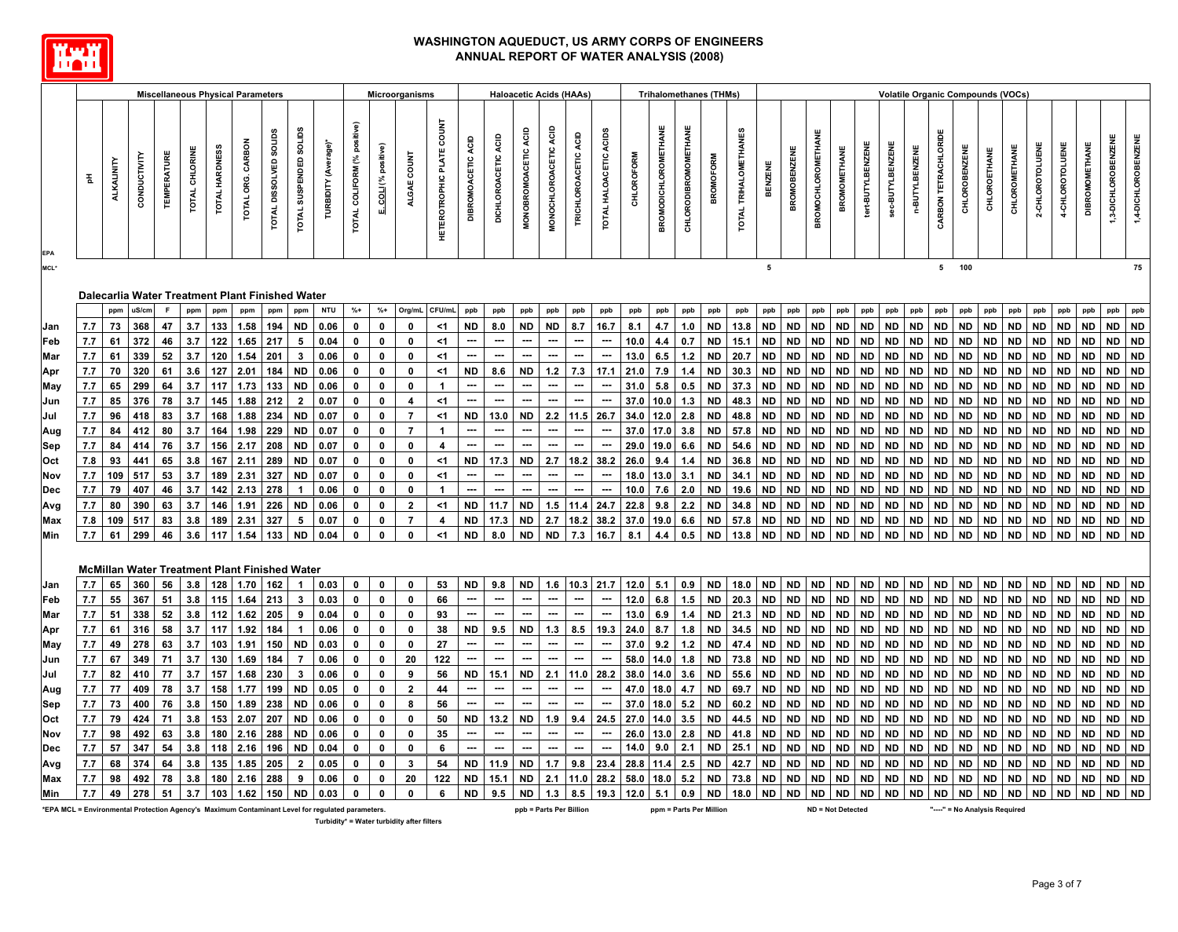# WASHINGTON AQUEDUCT, US ARMY CORPS OF ENGINEERS
## ANNUAL REPORT OF WATER ANALYSIS (2008)

| | Miscellaneous Physical Parameters | | | | | | | | | | Microorganisms | | | | Haloacetic Acids (HAAs) | | | | | | Trihalomethanes (THMs) | | | | | Volatile Organic Compounds (VOCs) | | | | | | | | | | | | | | | | | |
|---|---|---|---|---|---|---|---|---|---|---|---|---|---|---|---|---|---|---|---|---|---|---|---|---|---|---|---|---|---|---|---|---|---|---|---|---|---|---|---|---|---|---|
| | pH | ALKALINITY | CONDUCTIVITY | TEMPERATURE | TOTAL CHLORINE | TOTAL HARDNESS | TOTAL ORG. CARBON | TOTAL DISSOLVED SOLIDS | TOTAL SUSPENDED SOLIDS | TURBIDITY (Average)* | TOTAL COLIFORM (% positive) | E. COLI (% positive) | ALGAE COUNT | HETEROTROPHIC PLATE COUNT | DIBROMOACETIC ACID | DICHLOROACETIC ACID | MONOBROMOACETIC ACID | MONOCHLOROACETIC ACID | TRICHLOROACETIC ACID | TOTAL HALOACETIC ACIDS | CHLOROFORM | BROMODICHLOROMETHANE | CHLORODIBROMOMETHANE | BROMOFORM | TOTAL TRIHALOMETHANES | BENZENE | BROMOBENZENE | BROMOCHLOROMETHANE | BROMOMETHANE | tert-BUTYLBENZENE | sec-BUTYLBENZENE | n-BUTYLBENZENE | CARBON TETRACHLORIDE | CHLOROBENZENE | CHLOROETHANE | CHLOROMETHANE | 2-CHLOROTOLUENE | 4-CHLOROTOLUENE | DIBROMOMETHANE | 1,3-DICHLOROBENZENE | 1,4-DICHLOROBENZENE |
| EPA MCL* | | | | | | | | | | | | | | | | | | | | | | | | | | 5 | | | | | | | 5 | 100 | | | | | | | 75 |
| **Dalecarlia Water Treatment Plant Finished Water** | | | | | | | | | | | | | | | | | | | | | | | | | | | | | | | | | | | | | | | | | |
| | | ppm | uS/cm | F | ppm | ppm | ppm | ppm | ppm | NTU | %+ | %+ | Org/mL | CFU/mL | ppb | ppb | ppb | ppb | ppb | ppb | ppb | ppb | ppb | ppb | ppb | ppb | ppb | ppb | ppb | ppb | ppb | ppb | ppb | ppb | ppb | ppb | ppb | ppb | ppb | ppb | ppb |
| Jan | 7.7 | 73 | 368 | 47 | 3.7 | 133 | 1.58 | 194 | ND | 0.06 | 0 | 0 | 0 | <1 | ND | 8.0 | ND | ND | 8.7 | 16.7 | 8.1 | 4.7 | 1.0 | ND | 13.8 | ND | ND | ND | ND | ND | ND | ND | ND | ND | ND | ND | ND | ND | ND | ND | ND |
| Feb | 7.7 | 61 | 372 | 46 | 3.7 | 122 | 1.65 | 217 | 5 | 0.04 | 0 | 0 | 0 | <1 | --- | --- | --- | --- | --- | --- | 10.0 | 4.4 | 0.7 | ND | 15.1 | ND | ND | ND | ND | ND | ND | ND | ND | ND | ND | ND | ND | ND | ND | ND | ND |
| Mar | 7.7 | 61 | 339 | 52 | 3.7 | 120 | 1.54 | 201 | 3 | 0.06 | 0 | 0 | 0 | <1 | --- | --- | --- | --- | --- | --- | 13.0 | 6.5 | 1.2 | ND | 20.7 | ND | ND | ND | ND | ND | ND | ND | ND | ND | ND | ND | ND | ND | ND | ND | ND |
| Apr | 7.7 | 70 | 320 | 61 | 3.6 | 127 | 2.01 | 184 | ND | 0.06 | 0 | 0 | 0 | <1 | ND | 8.6 | ND | 1.2 | 7.3 | 17.1 | 21.0 | 7.9 | 1.4 | ND | 30.3 | ND | ND | ND | ND | ND | ND | ND | ND | ND | ND | ND | ND | ND | ND | ND | ND |
| May | 7.7 | 65 | 299 | 64 | 3.7 | 117 | 1.73 | 133 | ND | 0.06 | 0 | 0 | 0 | 1 | --- | --- | --- | --- | --- | --- | 31.0 | 5.8 | 0.5 | ND | 37.3 | ND | ND | ND | ND | ND | ND | ND | ND | ND | ND | ND | ND | ND | ND | ND | ND |
| Jun | 7.7 | 85 | 376 | 78 | 3.7 | 145 | 1.88 | 212 | 2 | 0.07 | 0 | 0 | 4 | <1 | --- | --- | --- | --- | --- | --- | 37.0 | 10.0 | 1.3 | ND | 48.3 | ND | ND | ND | ND | ND | ND | ND | ND | ND | ND | ND | ND | ND | ND | ND | ND |
| Jul | 7.7 | 96 | 418 | 83 | 3.7 | 168 | 1.88 | 234 | ND | 0.07 | 0 | 0 | 7 | <1 | ND | 13.0 | ND | 2.2 | 11.5 | 26.7 | 34.0 | 12.0 | 2.8 | ND | 48.8 | ND | ND | ND | ND | ND | ND | ND | ND | ND | ND | ND | ND | ND | ND | ND | ND |
| Aug | 7.7 | 84 | 412 | 80 | 3.7 | 164 | 1.98 | 229 | ND | 0.07 | 0 | 0 | 7 | 1 | --- | --- | --- | --- | --- | --- | 37.0 | 17.0 | 3.8 | ND | 57.8 | ND | ND | ND | ND | ND | ND | ND | ND | ND | ND | ND | ND | ND | ND | ND | ND |
| Sep | 7.7 | 84 | 414 | 76 | 3.7 | 156 | 2.17 | 208 | ND | 0.07 | 0 | 0 | 0 | 4 | --- | --- | --- | --- | --- | --- | 29.0 | 19.0 | 6.6 | ND | 54.6 | ND | ND | ND | ND | ND | ND | ND | ND | ND | ND | ND | ND | ND | ND | ND | ND |
| Oct | 7.8 | 93 | 441 | 65 | 3.8 | 167 | 2.11 | 289 | ND | 0.07 | 0 | 0 | 0 | <1 | ND | 17.3 | ND | 2.7 | 18.2 | 38.2 | 26.0 | 9.4 | 1.4 | ND | 36.8 | ND | ND | ND | ND | ND | ND | ND | ND | ND | ND | ND | ND | ND | ND | ND | ND |
| Nov | 7.7 | 109 | 517 | 53 | 3.7 | 189 | 2.31 | 327 | ND | 0.07 | 0 | 0 | 0 | <1 | --- | --- | --- | --- | --- | --- | 18.0 | 13.0 | 3.1 | ND | 34.1 | ND | ND | ND | ND | ND | ND | ND | ND | ND | ND | ND | ND | ND | ND | ND | ND |
| Dec | 7.7 | 79 | 407 | 46 | 3.7 | 142 | 2.13 | 278 | 1 | 0.06 | 0 | 0 | 0 | 1 | --- | --- | --- | --- | --- | --- | 10.0 | 7.6 | 2.0 | ND | 19.6 | ND | ND | ND | ND | ND | ND | ND | ND | ND | ND | ND | ND | ND | ND | ND | ND |
| Avg | 7.7 | 80 | 390 | 63 | 3.7 | 146 | 1.91 | 226 | ND | 0.06 | 0 | 0 | 2 | <1 | ND | 11.7 | ND | 1.5 | 11.4 | 24.7 | 22.8 | 9.8 | 2.2 | ND | 34.8 | ND | ND | ND | ND | ND | ND | ND | ND | ND | ND | ND | ND | ND | ND | ND | ND |
| Max | 7.8 | 109 | 517 | 83 | 3.8 | 189 | 2.31 | 327 | 5 | 0.07 | 0 | 0 | 7 | 4 | ND | 17.3 | ND | 2.7 | 18.2 | 38.2 | 37.0 | 19.0 | 6.6 | ND | 57.8 | ND | ND | ND | ND | ND | ND | ND | ND | ND | ND | ND | ND | ND | ND | ND | ND |
| Min | 7.7 | 61 | 299 | 46 | 3.6 | 117 | 1.54 | 133 | ND | 0.04 | 0 | 0 | 0 | <1 | ND | 8.0 | ND | ND | 7.3 | 16.7 | 8.1 | 4.4 | 0.5 | ND | 13.8 | ND | ND | ND | ND | ND | ND | ND | ND | ND | ND | ND | ND | ND | ND | ND | ND |
| **McMillan Water Treatment Plant Finished Water** | | | | | | | | | | | | | | | | | | | | | | | | | | | | | | | | | | | | | | | | | |
| Jan | 7.7 | 65 | 360 | 56 | 3.8 | 128 | 1.70 | 162 | 1 | 0.03 | 0 | 0 | 0 | 53 | ND | 9.8 | ND | 1.6 | 10.3 | 21.7 | 12.0 | 5.1 | 0.9 | ND | 18.0 | ND | ND | ND | ND | ND | ND | ND | ND | ND | ND | ND | ND | ND | ND | ND | ND |
| Feb | 7.7 | 55 | 367 | 51 | 3.8 | 115 | 1.64 | 213 | 3 | 0.03 | 0 | 0 | 0 | 66 | --- | --- | --- | --- | --- | --- | 12.0 | 6.8 | 1.5 | ND | 20.3 | ND | ND | ND | ND | ND | ND | ND | ND | ND | ND | ND | ND | ND | ND | ND | ND |
| Mar | 7.7 | 51 | 338 | 52 | 3.8 | 112 | 1.62 | 205 | 9 | 0.04 | 0 | 0 | 0 | 93 | --- | --- | --- | --- | --- | --- | 13.0 | 6.9 | 1.4 | ND | 21.3 | ND | ND | ND | ND | ND | ND | ND | ND | ND | ND | ND | ND | ND | ND | ND | ND |
| Apr | 7.7 | 61 | 316 | 58 | 3.7 | 117 | 1.92 | 184 | 1 | 0.06 | 0 | 0 | 0 | 38 | ND | 9.5 | ND | 1.3 | 8.5 | 19.3 | 24.0 | 8.7 | 1.8 | ND | 34.5 | ND | ND | ND | ND | ND | ND | ND | ND | ND | ND | ND | ND | ND | ND | ND | ND |
| May | 7.7 | 49 | 278 | 63 | 3.7 | 103 | 1.91 | 150 | ND | 0.03 | 0 | 0 | 0 | 27 | --- | --- | --- | --- | --- | --- | 37.0 | 9.2 | 1.2 | ND | 47.4 | ND | ND | ND | ND | ND | ND | ND | ND | ND | ND | ND | ND | ND | ND | ND | ND |
| Jun | 7.7 | 67 | 349 | 71 | 3.7 | 130 | 1.69 | 184 | 7 | 0.06 | 0 | 0 | 20 | 122 | --- | --- | --- | --- | --- | --- | 58.0 | 14.0 | 1.8 | ND | 73.8 | ND | ND | ND | ND | ND | ND | ND | ND | ND | ND | ND | ND | ND | ND | ND | ND |
| Jul | 7.7 | 82 | 410 | 77 | 3.7 | 157 | 1.68 | 230 | 3 | 0.06 | 0 | 0 | 9 | 56 | ND | 15.1 | ND | 2.1 | 11.0 | 28.2 | 38.0 | 14.0 | 3.6 | ND | 55.6 | ND | ND | ND | ND | ND | ND | ND | ND | ND | ND | ND | ND | ND | ND | ND | ND |
| Aug | 7.7 | 77 | 409 | 78 | 3.7 | 158 | 1.77 | 199 | ND | 0.05 | 0 | 0 | 2 | 44 | --- | --- | --- | --- | --- | --- | 47.0 | 18.0 | 4.7 | ND | 69.7 | ND | ND | ND | ND | ND | ND | ND | ND | ND | ND | ND | ND | ND | ND | ND | ND |
| Sep | 7.7 | 73 | 400 | 76 | 3.8 | 150 | 1.89 | 238 | ND | 0.06 | 0 | 0 | 8 | 56 | --- | --- | --- | --- | --- | --- | 37.0 | 18.0 | 5.2 | ND | 60.2 | ND | ND | ND | ND | ND | ND | ND | ND | ND | ND | ND | ND | ND | ND | ND | ND |
| Oct | 7.7 | 79 | 424 | 71 | 3.8 | 153 | 2.07 | 207 | ND | 0.06 | 0 | 0 | 0 | 50 | ND | 13.2 | ND | 1.9 | 9.4 | 24.5 | 27.0 | 14.0 | 3.5 | ND | 44.5 | ND | ND | ND | ND | ND | ND | ND | ND | ND | ND | ND | ND | ND | ND | ND | ND |
| Nov | 7.7 | 98 | 492 | 63 | 3.8 | 180 | 2.16 | 288 | ND | 0.06 | 0 | 0 | 0 | 35 | --- | --- | --- | --- | --- | --- | 26.0 | 13.0 | 2.8 | ND | 41.8 | ND | ND | ND | ND | ND | ND | ND | ND | ND | ND | ND | ND | ND | ND | ND | ND |
| Dec | 7.7 | 57 | 347 | 54 | 3.8 | 118 | 2.16 | 196 | ND | 0.04 | 0 | 0 | 0 | 6 | --- | --- | --- | --- | --- | --- | 14.0 | 9.0 | 2.1 | ND | 25.1 | ND | ND | ND | ND | ND | ND | ND | ND | ND | ND | ND | ND | ND | ND | ND | ND |
| Avg | 7.7 | 68 | 374 | 64 | 3.8 | 135 | 1.85 | 205 | 2 | 0.05 | 0 | 0 | 3 | 54 | ND | 11.9 | ND | 1.7 | 9.8 | 23.4 | 28.8 | 11.4 | 2.5 | ND | 42.7 | ND | ND | ND | ND | ND | ND | ND | ND | ND | ND | ND | ND | ND | ND | ND | ND |
| Max | 7.7 | 98 | 492 | 78 | 3.8 | 180 | 2.16 | 288 | 9 | 0.06 | 0 | 0 | 20 | 122 | ND | 15.1 | ND | 2.1 | 11.0 | 28.2 | 58.0 | 18.0 | 5.2 | ND | 73.8 | ND | ND | ND | ND | ND | ND | ND | ND | ND | ND | ND | ND | ND | ND | ND | ND |
| Min | 7.7 | 49 | 278 | 51 | 3.7 | 103 | 1.62 | 150 | ND | 0.03 | 0 | 0 | 0 | 6 | ND | 9.5 | ND | 1.3 | 8.5 | 19.3 | 12.0 | 5.1 | 0.9 | ND | 18.0 | ND | ND | ND | ND | ND | ND | ND | ND | ND | ND | ND | ND | ND | ND | ND | ND |

*EPA MCL = Environmental Protection Agency's Maximum Contaminant Level for regulated parameters. ppb = Parts Per Billion ppm = Parts Per Million ND = Not Detected "----" = No Analysis Required

Turbidity* = Water turbidity after filters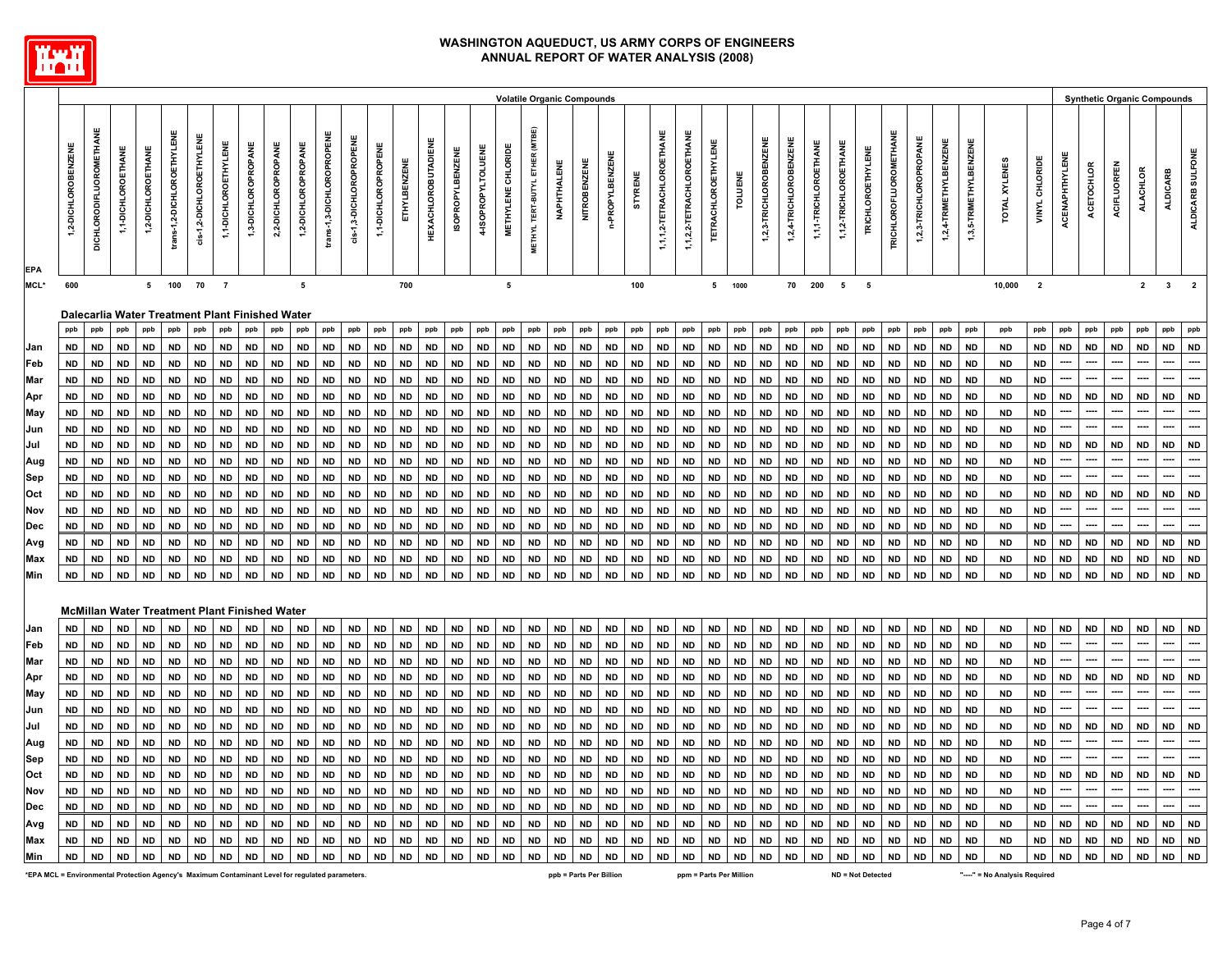# WASHINGTON AQUEDUCT, US ARMY CORPS OF ENGINEERS
## ANNUAL REPORT OF WATER ANALYSIS (2008)

| | Volatile Organic Compounds | | | | | | | | | | | | | | | | | | | | | | | | | | | | | | | | | | | | | | | | | | Synthetic Organic Compounds | | | | | |
|---|---|---|---|---|---|---|---|---|---|---|---|---|---|---|---|---|---|---|---|---|---|---|---|---|---|---|---|---|---|---|---|---|---|---|---|---|---|---|---|---|---|---|---|---|---|---|---|
| | 1,2-DICHLOROBENZENE | DICHLORODIFLUOROMETHANE | 1,1-DICHLOROETHANE | 1,2-DICHLOROETHANE | trans-1,2-DICHLOROETHYLENE | cis-1,2-DICHLOROETHYLENE | 1,1-DICHLOROETHYLENE | 1,3-DICHLOROPROPANE | 2,2-DICHLOROPROPANE | 1,2-DICHLOROPROPANE | trans-1,3-DICHLOROPROPENE | cis-1,3-DICHLOROPROPENE | 1,1-DICHLOROPROPENE | ETHYLBENZENE | HEXACHLOROBUTADIENE | ISOPROPYLBENZENE | 4-ISOPROPYLTOLUENE | METHYLENE CHLORIDE | METHYL TERT-BUTYL ETHER (MTBE) | NAPHTHALENE | NITROBENZENE | n-PROPYLBENZENE | STYRENE | 1,1,1,2-TETRACHLOROETHANE | 1,1,2,2-TETRACHLOROETHANE | TETRACHLOROETHYLENE | TOLUENE | 1,2,3-TRICHLOROBENZENE | 1,2,4-TRICHLOROBENZENE | 1,1,1-TRICHLOROETHANE | 1,1,2-TRICHLOROETHANE | TRICHLOROETHYLENE | TRICHLOROFLUOROMETHANE | 1,2,3-TRICHLOROPROPANE | 1,2,4-TRIMETHYLBENZENE | 1,3,5-TRIMETHYLBENZENE | TOTAL XYLENES | VINYL CHLORIDE | ACENAPHTHYLENE | ACETOCHLOR | ACIFLUORFEN | ALACHLOR | ALDICARB | ALDICARB SULFONE |
| EPA MCL* | 600 | | | 5 | 100 | 70 | 7 | | | 5 | | | | 700 | | | | 5 | | | | | 100 | | | 5 | 1000 | | 70 | 200 | 5 | 5 | | | | | 10,000 | 2 | | | | 2 | 3 | 2 |
| **Dalecarlia Water Treatment Plant Finished Water** | | | | | | | | | | | | | | | | | | | | | | | | | | | | | | | | | | | | | | | | | | | | |
| | ppb | ppb | ppb | ppb | ppb | ppb | ppb | ppb | ppb | ppb | ppb | ppb | ppb | ppb | ppb | ppb | ppb | ppb | ppb | ppb | ppb | ppb | ppb | ppb | ppb | ppb | ppb | ppb | ppb | ppb | ppb | ppb | ppb | ppb | ppb | ppb | ppb | ppb | ppb | ppb | ppb | ppb | ppb | ppb |
| Jan | ND | ND | ND | ND | ND | ND | ND | ND | ND | ND | ND | ND | ND | ND | ND | ND | ND | ND | ND | ND | ND | ND | ND | ND | ND | ND | ND | ND | ND | ND | ND | ND | ND | ND | ND | ND | ND | ND | ND | ND | ND | ND | ND | ND |
| Feb | ND | ND | ND | ND | ND | ND | ND | ND | ND | ND | ND | ND | ND | ND | ND | ND | ND | ND | ND | ND | ND | ND | ND | ND | ND | ND | ND | ND | ND | ND | ND | ND | ND | ND | ND | ND | ND | ND | ---- | ---- | ---- | ---- | ---- | ---- |
| Mar | ND | ND | ND | ND | ND | ND | ND | ND | ND | ND | ND | ND | ND | ND | ND | ND | ND | ND | ND | ND | ND | ND | ND | ND | ND | ND | ND | ND | ND | ND | ND | ND | ND | ND | ND | ND | ND | ND | ---- | ---- | ---- | ---- | ---- | ---- |
| Apr | ND | ND | ND | ND | ND | ND | ND | ND | ND | ND | ND | ND | ND | ND | ND | ND | ND | ND | ND | ND | ND | ND | ND | ND | ND | ND | ND | ND | ND | ND | ND | ND | ND | ND | ND | ND | ND | ND | ND | ND | ND | ND | ND | ND |
| May | ND | ND | ND | ND | ND | ND | ND | ND | ND | ND | ND | ND | ND | ND | ND | ND | ND | ND | ND | ND | ND | ND | ND | ND | ND | ND | ND | ND | ND | ND | ND | ND | ND | ND | ND | ND | ND | ND | ---- | ---- | ---- | ---- | ---- | ---- |
| Jun | ND | ND | ND | ND | ND | ND | ND | ND | ND | ND | ND | ND | ND | ND | ND | ND | ND | ND | ND | ND | ND | ND | ND | ND | ND | ND | ND | ND | ND | ND | ND | ND | ND | ND | ND | ND | ND | ND | ---- | ---- | ---- | ---- | ---- | ---- |
| Jul | ND | ND | ND | ND | ND | ND | ND | ND | ND | ND | ND | ND | ND | ND | ND | ND | ND | ND | ND | ND | ND | ND | ND | ND | ND | ND | ND | ND | ND | ND | ND | ND | ND | ND | ND | ND | ND | ND | ND | ND | ND | ND | ND | ND |
| Aug | ND | ND | ND | ND | ND | ND | ND | ND | ND | ND | ND | ND | ND | ND | ND | ND | ND | ND | ND | ND | ND | ND | ND | ND | ND | ND | ND | ND | ND | ND | ND | ND | ND | ND | ND | ND | ND | ND | ---- | ---- | ---- | ---- | ---- | ---- |
| Sep | ND | ND | ND | ND | ND | ND | ND | ND | ND | ND | ND | ND | ND | ND | ND | ND | ND | ND | ND | ND | ND | ND | ND | ND | ND | ND | ND | ND | ND | ND | ND | ND | ND | ND | ND | ND | ND | ND | ---- | ---- | ---- | ---- | ---- | ---- |
| Oct | ND | ND | ND | ND | ND | ND | ND | ND | ND | ND | ND | ND | ND | ND | ND | ND | ND | ND | ND | ND | ND | ND | ND | ND | ND | ND | ND | ND | ND | ND | ND | ND | ND | ND | ND | ND | ND | ND | ND | ND | ND | ND | ND | ND |
| Nov | ND | ND | ND | ND | ND | ND | ND | ND | ND | ND | ND | ND | ND | ND | ND | ND | ND | ND | ND | ND | ND | ND | ND | ND | ND | ND | ND | ND | ND | ND | ND | ND | ND | ND | ND | ND | ND | ND | ---- | ---- | ---- | ---- | ---- | ---- |
| Dec | ND | ND | ND | ND | ND | ND | ND | ND | ND | ND | ND | ND | ND | ND | ND | ND | ND | ND | ND | ND | ND | ND | ND | ND | ND | ND | ND | ND | ND | ND | ND | ND | ND | ND | ND | ND | ND | ND | ---- | ---- | ---- | ---- | ---- | ---- |
| Avg | ND | ND | ND | ND | ND | ND | ND | ND | ND | ND | ND | ND | ND | ND | ND | ND | ND | ND | ND | ND | ND | ND | ND | ND | ND | ND | ND | ND | ND | ND | ND | ND | ND | ND | ND | ND | ND | ND | ND | ND | ND | ND | ND | ND |
| Max | ND | ND | ND | ND | ND | ND | ND | ND | ND | ND | ND | ND | ND | ND | ND | ND | ND | ND | ND | ND | ND | ND | ND | ND | ND | ND | ND | ND | ND | ND | ND | ND | ND | ND | ND | ND | ND | ND | ND | ND | ND | ND | ND | ND |
| Min | ND | ND | ND | ND | ND | ND | ND | ND | ND | ND | ND | ND | ND | ND | ND | ND | ND | ND | ND | ND | ND | ND | ND | ND | ND | ND | ND | ND | ND | ND | ND | ND | ND | ND | ND | ND | ND | ND | ND | ND | ND | ND | ND | ND |
| **McMillan Water Treatment Plant Finished Water** | | | | | | | | | | | | | | | | | | | | | | | | | | | | | | | | | | | | | | | | | | | | |
| Jan | ND | ND | ND | ND | ND | ND | ND | ND | ND | ND | ND | ND | ND | ND | ND | ND | ND | ND | ND | ND | ND | ND | ND | ND | ND | ND | ND | ND | ND | ND | ND | ND | ND | ND | ND | ND | ND | ND | ND | ND | ND | ND | ND | ND |
| Feb | ND | ND | ND | ND | ND | ND | ND | ND | ND | ND | ND | ND | ND | ND | ND | ND | ND | ND | ND | ND | ND | ND | ND | ND | ND | ND | ND | ND | ND | ND | ND | ND | ND | ND | ND | ND | ND | ND | ---- | ---- | ---- | ---- | ---- | ---- |
| Mar | ND | ND | ND | ND | ND | ND | ND | ND | ND | ND | ND | ND | ND | ND | ND | ND | ND | ND | ND | ND | ND | ND | ND | ND | ND | ND | ND | ND | ND | ND | ND | ND | ND | ND | ND | ND | ND | ND | ---- | ---- | ---- | ---- | ---- | ---- |
| Apr | ND | ND | ND | ND | ND | ND | ND | ND | ND | ND | ND | ND | ND | ND | ND | ND | ND | ND | ND | ND | ND | ND | ND | ND | ND | ND | ND | ND | ND | ND | ND | ND | ND | ND | ND | ND | ND | ND | ND | ND | ND | ND | ND | ND |
| May | ND | ND | ND | ND | ND | ND | ND | ND | ND | ND | ND | ND | ND | ND | ND | ND | ND | ND | ND | ND | ND | ND | ND | ND | ND | ND | ND | ND | ND | ND | ND | ND | ND | ND | ND | ND | ND | ND | ---- | ---- | ---- | ---- | ---- | ---- |
| Jun | ND | ND | ND | ND | ND | ND | ND | ND | ND | ND | ND | ND | ND | ND | ND | ND | ND | ND | ND | ND | ND | ND | ND | ND | ND | ND | ND | ND | ND | ND | ND | ND | ND | ND | ND | ND | ND | ND | ---- | ---- | ---- | ---- | ---- | ---- |
| Jul | ND | ND | ND | ND | ND | ND | ND | ND | ND | ND | ND | ND | ND | ND | ND | ND | ND | ND | ND | ND | ND | ND | ND | ND | ND | ND | ND | ND | ND | ND | ND | ND | ND | ND | ND | ND | ND | ND | ND | ND | ND | ND | ND | ND |
| Aug | ND | ND | ND | ND | ND | ND | ND | ND | ND | ND | ND | ND | ND | ND | ND | ND | ND | ND | ND | ND | ND | ND | ND | ND | ND | ND | ND | ND | ND | ND | ND | ND | ND | ND | ND | ND | ND | ND | ---- | ---- | ---- | ---- | ---- | ---- |
| Sep | ND | ND | ND | ND | ND | ND | ND | ND | ND | ND | ND | ND | ND | ND | ND | ND | ND | ND | ND | ND | ND | ND | ND | ND | ND | ND | ND | ND | ND | ND | ND | ND | ND | ND | ND | ND | ND | ND | ---- | ---- | ---- | ---- | ---- | ---- |
| Oct | ND | ND | ND | ND | ND | ND | ND | ND | ND | ND | ND | ND | ND | ND | ND | ND | ND | ND | ND | ND | ND | ND | ND | ND | ND | ND | ND | ND | ND | ND | ND | ND | ND | ND | ND | ND | ND | ND | ND | ND | ND | ND | ND | ND |
| Nov | ND | ND | ND | ND | ND | ND | ND | ND | ND | ND | ND | ND | ND | ND | ND | ND | ND | ND | ND | ND | ND | ND | ND | ND | ND | ND | ND | ND | ND | ND | ND | ND | ND | ND | ND | ND | ND | ND | ---- | ---- | ---- | ---- | ---- | ---- |
| Dec | ND | ND | ND | ND | ND | ND | ND | ND | ND | ND | ND | ND | ND | ND | ND | ND | ND | ND | ND | ND | ND | ND | ND | ND | ND | ND | ND | ND | ND | ND | ND | ND | ND | ND | ND | ND | ND | ND | ---- | ---- | ---- | ---- | ---- | ---- |
| Avg | ND | ND | ND | ND | ND | ND | ND | ND | ND | ND | ND | ND | ND | ND | ND | ND | ND | ND | ND | ND | ND | ND | ND | ND | ND | ND | ND | ND | ND | ND | ND | ND | ND | ND | ND | ND | ND | ND | ND | ND | ND | ND | ND | ND |
| Max | ND | ND | ND | ND | ND | ND | ND | ND | ND | ND | ND | ND | ND | ND | ND | ND | ND | ND | ND | ND | ND | ND | ND | ND | ND | ND | ND | ND | ND | ND | ND | ND | ND | ND | ND | ND | ND | ND | ND | ND | ND | ND | ND | ND |
| Min | ND | ND | ND | ND | ND | ND | ND | ND | ND | ND | ND | ND | ND | ND | ND | ND | ND | ND | ND | ND | ND | ND | ND | ND | ND | ND | ND | ND | ND | ND | ND | ND | ND | ND | ND | ND | ND | ND | ND | ND | ND | ND | ND | ND |

*EPA MCL = Environmental Protection Agency's Maximum Contaminant Level for regulated parameters. ppb = Parts Per Billion ppm = Parts Per Million ND = Not Detected "----" = No Analysis Required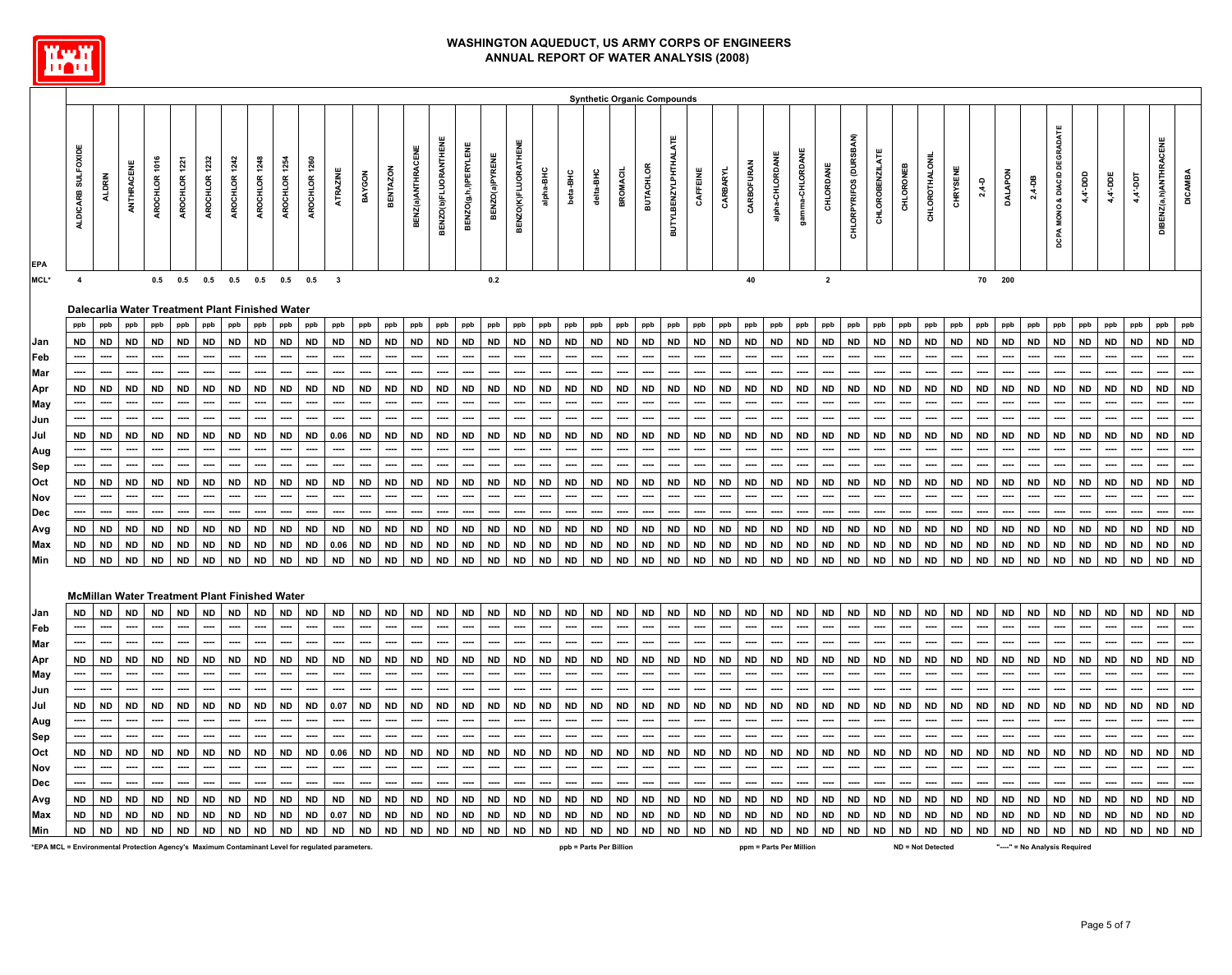# WASHINGTON AQUEDUCT, US ARMY CORPS OF ENGINEERS
## ANNUAL REPORT OF WATER ANALYSIS (2008)

### Synthetic Organic Compounds

| EPA | ALDICARB SULFOXIDE | ALDRIN | ANTHRACENE | AROCHLOR 1016 | AROCHLOR 1221 | AROCHLOR 1232 | AROCHLOR 1242 | AROCHLOR 1248 | AROCHLOR 1254 | AROCHLOR 1260 | ATRAZINE | BAYGON | BENTAZON | BENZ(a)ANTHRACENE | BENZO(b)FLUORANTHENE | BENZO(g,h,i)PERYLENE | BENZO(a)PYRENE | BENZO(K)FLUORATHENE | alpha-BHC | beta-BHC | delta-BHC | BROMACIL | BUTACHLOR | BUTYLBENZYLPHTHALATE | CAFFEINE | CARBARYL | CARBOFURAN | alpha-CHLORDANE | gamma-CHLORDANE | CHLORDANE | CHLORPYRIFOS (DURSBAN) | CHLOROBENZILATE | CHLORONEB | CHLOROTHALONIL | CHRYSENE | 2,4-D | DALAPON | 2,4-DB | DCPA MONO & DIACID DEGRADATE | 4,4'-DDD | 4,4'-DDE | 4,4'-DDT | DIBENZ(a,h)ANTHRACENE | DICAMBA |
|---|---|---|---|---|---|---|---|---|---|---|---|---|---|---|---|---|---|---|---|---|---|---|---|---|---|---|---|---|---|---|---|---|---|---|---|---|---|---|---|---|---|---|---|---|
| MCL* | 4 | | | 0.5 | 0.5 | 0.5 | 0.5 | 0.5 | 0.5 | 0.5 | 3 | | | | | | 0.2 | | | | | | | | | | 40 | | | 2 | | | | | | 70 | 200 | | | | | | | |
| **Dalecarlia Water Treatment Plant Finished Water** | | | | | | | | | | | | | | | | | | | | | | | | | | | | | | | | | | | | | | | | | | | | |
| | ppb | ppb | ppb | ppb | ppb | ppb | ppb | ppb | ppb | ppb | ppb | ppb | ppb | ppb | ppb | ppb | ppb | ppb | ppb | ppb | ppb | ppb | ppb | ppb | ppb | ppb | ppb | ppb | ppb | ppb | ppb | ppb | ppb | ppb | ppb | ppb | ppb | ppb | ppb | ppb | ppb | ppb | ppb | ppb |
| Jan | ND | ND | ND | ND | ND | ND | ND | ND | ND | ND | ND | ND | ND | ND | ND | ND | ND | ND | ND | ND | ND | ND | ND | ND | ND | ND | ND | ND | ND | ND | ND | ND | ND | ND | ND | ND | ND | ND | ND | ND | ND | ND | ND | ND |
| Feb | ---- | ---- | ---- | ---- | ---- | ---- | ---- | ---- | ---- | ---- | ---- | ---- | ---- | ---- | ---- | ---- | ---- | ---- | ---- | ---- | ---- | ---- | ---- | ---- | ---- | ---- | ---- | ---- | ---- | ---- | ---- | ---- | ---- | ---- | ---- | ---- | ---- | ---- | ---- | ---- | ---- | ---- | ---- | ---- |
| Mar | ---- | ---- | ---- | ---- | ---- | ---- | ---- | ---- | ---- | ---- | ---- | ---- | ---- | ---- | ---- | ---- | ---- | ---- | ---- | ---- | ---- | ---- | ---- | ---- | ---- | ---- | ---- | ---- | ---- | ---- | ---- | ---- | ---- | ---- | ---- | ---- | ---- | ---- | ---- | ---- | ---- | ---- | ---- | ---- |
| Apr | ND | ND | ND | ND | ND | ND | ND | ND | ND | ND | ND | ND | ND | ND | ND | ND | ND | ND | ND | ND | ND | ND | ND | ND | ND | ND | ND | ND | ND | ND | ND | ND | ND | ND | ND | ND | ND | ND | ND | ND | ND | ND | ND | ND |
| May | ---- | ---- | ---- | ---- | ---- | ---- | ---- | ---- | ---- | ---- | ---- | ---- | ---- | ---- | ---- | ---- | ---- | ---- | ---- | ---- | ---- | ---- | ---- | ---- | ---- | ---- | ---- | ---- | ---- | ---- | ---- | ---- | ---- | ---- | ---- | ---- | ---- | ---- | ---- | ---- | ---- | ---- | ---- | ---- |
| Jun | ---- | ---- | ---- | ---- | ---- | ---- | ---- | ---- | ---- | ---- | ---- | ---- | ---- | ---- | ---- | ---- | ---- | ---- | ---- | ---- | ---- | ---- | ---- | ---- | ---- | ---- | ---- | ---- | ---- | ---- | ---- | ---- | ---- | ---- | ---- | ---- | ---- | ---- | ---- | ---- | ---- | ---- | ---- | ---- |
| Jul | ND | ND | ND | ND | ND | ND | ND | ND | ND | ND | 0.06 | ND | ND | ND | ND | ND | ND | ND | ND | ND | ND | ND | ND | ND | ND | ND | ND | ND | ND | ND | ND | ND | ND | ND | ND | ND | ND | ND | ND | ND | ND | ND | ND | ND |
| Aug | ---- | ---- | ---- | ---- | ---- | ---- | ---- | ---- | ---- | ---- | ---- | ---- | ---- | ---- | ---- | ---- | ---- | ---- | ---- | ---- | ---- | ---- | ---- | ---- | ---- | ---- | ---- | ---- | ---- | ---- | ---- | ---- | ---- | ---- | ---- | ---- | ---- | ---- | ---- | ---- | ---- | ---- | ---- | ---- |
| Sep | ---- | ---- | ---- | ---- | ---- | ---- | ---- | ---- | ---- | ---- | ---- | ---- | ---- | ---- | ---- | ---- | ---- | ---- | ---- | ---- | ---- | ---- | ---- | ---- | ---- | ---- | ---- | ---- | ---- | ---- | ---- | ---- | ---- | ---- | ---- | ---- | ---- | ---- | ---- | ---- | ---- | ---- | ---- | ---- |
| Oct | ND | ND | ND | ND | ND | ND | ND | ND | ND | ND | ND | ND | ND | ND | ND | ND | ND | ND | ND | ND | ND | ND | ND | ND | ND | ND | ND | ND | ND | ND | ND | ND | ND | ND | ND | ND | ND | ND | ND | ND | ND | ND | ND | ND |
| Nov | ---- | ---- | ---- | ---- | ---- | ---- | ---- | ---- | ---- | ---- | ---- | ---- | ---- | ---- | ---- | ---- | ---- | ---- | ---- | ---- | ---- | ---- | ---- | ---- | ---- | ---- | ---- | ---- | ---- | ---- | ---- | ---- | ---- | ---- | ---- | ---- | ---- | ---- | ---- | ---- | ---- | ---- | ---- | ---- |
| Dec | ---- | ---- | ---- | ---- | ---- | ---- | ---- | ---- | ---- | ---- | ---- | ---- | ---- | ---- | ---- | ---- | ---- | ---- | ---- | ---- | ---- | ---- | ---- | ---- | ---- | ---- | ---- | ---- | ---- | ---- | ---- | ---- | ---- | ---- | ---- | ---- | ---- | ---- | ---- | ---- | ---- | ---- | ---- | ---- |
| Avg | ND | ND | ND | ND | ND | ND | ND | ND | ND | ND | ND | ND | ND | ND | ND | ND | ND | ND | ND | ND | ND | ND | ND | ND | ND | ND | ND | ND | ND | ND | ND | ND | ND | ND | ND | ND | ND | ND | ND | ND | ND | ND | ND | ND |
| Max | ND | ND | ND | ND | ND | ND | ND | ND | ND | ND | 0.06 | ND | ND | ND | ND | ND | ND | ND | ND | ND | ND | ND | ND | ND | ND | ND | ND | ND | ND | ND | ND | ND | ND | ND | ND | ND | ND | ND | ND | ND | ND | ND | ND | ND |
| Min | ND | ND | ND | ND | ND | ND | ND | ND | ND | ND | ND | ND | ND | ND | ND | ND | ND | ND | ND | ND | ND | ND | ND | ND | ND | ND | ND | ND | ND | ND | ND | ND | ND | ND | ND | ND | ND | ND | ND | ND | ND | ND | ND | ND |
| **McMillan Water Treatment Plant Finished Water** | | | | | | | | | | | | | | | | | | | | | | | | | | | | | | | | | | | | | | | | | | | | |
| Jan | ND | ND | ND | ND | ND | ND | ND | ND | ND | ND | ND | ND | ND | ND | ND | ND | ND | ND | ND | ND | ND | ND | ND | ND | ND | ND | ND | ND | ND | ND | ND | ND | ND | ND | ND | ND | ND | ND | ND | ND | ND | ND | ND | ND |
| Feb | ---- | ---- | ---- | ---- | ---- | ---- | ---- | ---- | ---- | ---- | ---- | ---- | ---- | ---- | ---- | ---- | ---- | ---- | ---- | ---- | ---- | ---- | ---- | ---- | ---- | ---- | ---- | ---- | ---- | ---- | ---- | ---- | ---- | ---- | ---- | ---- | ---- | ---- | ---- | ---- | ---- | ---- | ---- | ---- |
| Mar | ---- | ---- | ---- | ---- | ---- | ---- | ---- | ---- | ---- | ---- | ---- | ---- | ---- | ---- | ---- | ---- | ---- | ---- | ---- | ---- | ---- | ---- | ---- | ---- | ---- | ---- | ---- | ---- | ---- | ---- | ---- | ---- | ---- | ---- | ---- | ---- | ---- | ---- | ---- | ---- | ---- | ---- | ---- | ---- |
| Apr | ND | ND | ND | ND | ND | ND | ND | ND | ND | ND | ND | ND | ND | ND | ND | ND | ND | ND | ND | ND | ND | ND | ND | ND | ND | ND | ND | ND | ND | ND | ND | ND | ND | ND | ND | ND | ND | ND | ND | ND | ND | ND | ND | ND |
| May | ---- | ---- | ---- | ---- | ---- | ---- | ---- | ---- | ---- | ---- | ---- | ---- | ---- | ---- | ---- | ---- | ---- | ---- | ---- | ---- | ---- | ---- | ---- | ---- | ---- | ---- | ---- | ---- | ---- | ---- | ---- | ---- | ---- | ---- | ---- | ---- | ---- | ---- | ---- | ---- | ---- | ---- | ---- | ---- |
| Jun | ---- | ---- | ---- | ---- | ---- | ---- | ---- | ---- | ---- | ---- | ---- | ---- | ---- | ---- | ---- | ---- | ---- | ---- | ---- | ---- | ---- | ---- | ---- | ---- | ---- | ---- | ---- | ---- | ---- | ---- | ---- | ---- | ---- | ---- | ---- | ---- | ---- | ---- | ---- | ---- | ---- | ---- | ---- | ---- |
| Jul | ND | ND | ND | ND | ND | ND | ND | ND | ND | ND | 0.07 | ND | ND | ND | ND | ND | ND | ND | ND | ND | ND | ND | ND | ND | ND | ND | ND | ND | ND | ND | ND | ND | ND | ND | ND | ND | ND | ND | ND | ND | ND | ND | ND | ND |
| Aug | ---- | ---- | ---- | ---- | ---- | ---- | ---- | ---- | ---- | ---- | ---- | ---- | ---- | ---- | ---- | ---- | ---- | ---- | ---- | ---- | ---- | ---- | ---- | ---- | ---- | ---- | ---- | ---- | ---- | ---- | ---- | ---- | ---- | ---- | ---- | ---- | ---- | ---- | ---- | ---- | ---- | ---- | ---- | ---- |
| Sep | ---- | ---- | ---- | ---- | ---- | ---- | ---- | ---- | ---- | ---- | ---- | ---- | ---- | ---- | ---- | ---- | ---- | ---- | ---- | ---- | ---- | ---- | ---- | ---- | ---- | ---- | ---- | ---- | ---- | ---- | ---- | ---- | ---- | ---- | ---- | ---- | ---- | ---- | ---- | ---- | ---- | ---- | ---- | ---- |
| Oct | ND | ND | ND | ND | ND | ND | ND | ND | ND | ND | 0.06 | ND | ND | ND | ND | ND | ND | ND | ND | ND | ND | ND | ND | ND | ND | ND | ND | ND | ND | ND | ND | ND | ND | ND | ND | ND | ND | ND | ND | ND | ND | ND | ND | ND |
| Nov | ---- | ---- | ---- | ---- | ---- | ---- | ---- | ---- | ---- | ---- | ---- | ---- | ---- | ---- | ---- | ---- | ---- | ---- | ---- | ---- | ---- | ---- | ---- | ---- | ---- | ---- | ---- | ---- | ---- | ---- | ---- | ---- | ---- | ---- | ---- | ---- | ---- | ---- | ---- | ---- | ---- | ---- | ---- | ---- |
| Dec | ---- | ---- | ---- | ---- | ---- | ---- | ---- | ---- | ---- | ---- | ---- | ---- | ---- | ---- | ---- | ---- | ---- | ---- | ---- | ---- | ---- | ---- | ---- | ---- | ---- | ---- | ---- | ---- | ---- | ---- | ---- | ---- | ---- | ---- | ---- | ---- | ---- | ---- | ---- | ---- | ---- | ---- | ---- | ---- |
| Avg | ND | ND | ND | ND | ND | ND | ND | ND | ND | ND | ND | ND | ND | ND | ND | ND | ND | ND | ND | ND | ND | ND | ND | ND | ND | ND | ND | ND | ND | ND | ND | ND | ND | ND | ND | ND | ND | ND | ND | ND | ND | ND | ND | ND |
| Max | ND | ND | ND | ND | ND | ND | ND | ND | ND | ND | 0.07 | ND | ND | ND | ND | ND | ND | ND | ND | ND | ND | ND | ND | ND | ND | ND | ND | ND | ND | ND | ND | ND | ND | ND | ND | ND | ND | ND | ND | ND | ND | ND | ND | ND |
| Min | ND | ND | ND | ND | ND | ND | ND | ND | ND | ND | ND | ND | ND | ND | ND | ND | ND | ND | ND | ND | ND | ND | ND | ND | ND | ND | ND | ND | ND | ND | ND | ND | ND | ND | ND | ND | ND | ND | ND | ND | ND | ND | ND | ND |

*EPA MCL = Environmental Protection Agency's Maximum Contaminant Level for regulated parameters. ppb = Parts Per Billion ppm = Parts Per Million ND = Not Detected "----" = No Analysis Required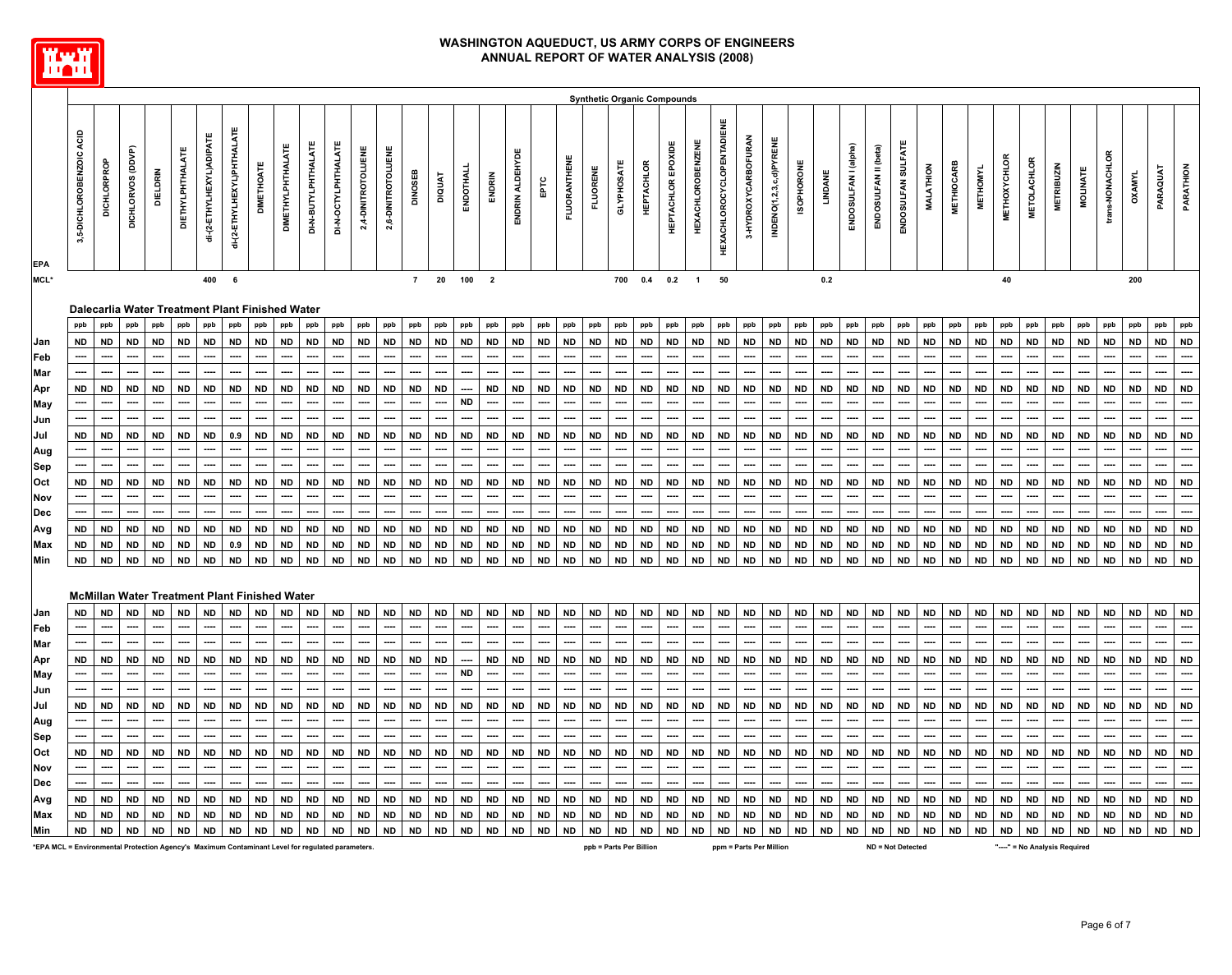# WASHINGTON AQUEDUCT, US ARMY CORPS OF ENGINEERS
## ANNUAL REPORT OF WATER ANALYSIS (2008)

### Synthetic Organic Compounds

**Dalecarlia Water Treatment Plant Finished Water**

| | 3,5-DICHLOROBENZOIC ACID | DICHLORPROP | DICHLORVOS (DDVP) | DIELDRIN | DIETHYLPHTHALATE | di-(2-ETHYLHEXYL)ADIPATE | di-(2-ETHYLHEXYL)PHTHALATE | DIMETHOATE | DIMETHYLPHTHALATE | DI-N-BUTYLPHTHALATE | DI-N-OCTYLPHTHALATE | 2,4-DINITROTOLUENE | 2,6-DINITROTOLUENE | DINOSEB | DIQUAT | ENDOTHALL | ENDRIN | ENDRIN ALDEHYDE | EPTC | FLUORANTHENE | FLUORENE | GLYPHOSATE | HEPTACHLOR | HEPTACHLOR EPOXIDE | HEXACHLOROBENZENE | HEXACHLOROCYCLOPENTADIENE | 3-HYDROXYCARBOFURAN | INDENO(1,2,3,c,d)PYRENE | ISOPHORONE | LINDANE | ENDOSULFAN I (alpha) | ENDOSULFAN II (beta) | ENDOSULFAN SULFATE | MALATHION | METHIOCARB | METHOMYL | METHOXYCHLOR | METOLACHLOR | METRIBUZIN | MOLINATE | trans-NONACHLOR | OXAMYL | PARAQUAT | PARATHION |
|---|---|---|---|---|---|---|---|---|---|---|---|---|---|---|---|---|---|---|---|---|---|---|---|---|---|---|---|---|---|---|---|---|---|---|---|---|---|---|---|---|---|---|---|---|
| EPA MCL* | | | | | | 400 | 6 | | | | | | | 7 | 20 | 100 | 2 | | | | | 700 | 0.4 | 0.2 | 1 | 50 | | | | 0.2 | | | | | | | 40 | | | | | 200 | | |
| | ppb | ppb | ppb | ppb | ppb | ppb | ppb | ppb | ppb | ppb | ppb | ppb | ppb | ppb | ppb | ppb | ppb | ppb | ppb | ppb | ppb | ppb | ppb | ppb | ppb | ppb | ppb | ppb | ppb | ppb | ppb | ppb | ppb | ppb | ppb | ppb | ppb | ppb | ppb | ppb | ppb | ppb | ppb | ppb |
| Jan | ND | ND | ND | ND | ND | ND | ND | ND | ND | ND | ND | ND | ND | ND | ND | ND | ND | ND | ND | ND | ND | ND | ND | ND | ND | ND | ND | ND | ND | ND | ND | ND | ND | ND | ND | ND | ND | ND | ND | ND | ND | ND | ND | ND |
| Feb | ---- | ---- | ---- | ---- | ---- | ---- | ---- | ---- | ---- | ---- | ---- | ---- | ---- | ---- | ---- | ---- | ---- | ---- | ---- | ---- | ---- | ---- | ---- | ---- | ---- | ---- | ---- | ---- | ---- | ---- | ---- | ---- | ---- | ---- | ---- | ---- | ---- | ---- | ---- | ---- | ---- | ---- | ---- | ---- |
| Mar | ---- | ---- | ---- | ---- | ---- | ---- | ---- | ---- | ---- | ---- | ---- | ---- | ---- | ---- | ---- | ---- | ---- | ---- | ---- | ---- | ---- | ---- | ---- | ---- | ---- | ---- | ---- | ---- | ---- | ---- | ---- | ---- | ---- | ---- | ---- | ---- | ---- | ---- | ---- | ---- | ---- | ---- | ---- | ---- |
| Apr | ND | ND | ND | ND | ND | ND | ND | ND | ND | ND | ND | ND | ND | ND | ND | ---- | ND | ND | ND | ND | ND | ND | ND | ND | ND | ND | ND | ND | ND | ND | ND | ND | ND | ND | ND | ND | ND | ND | ND | ND | ND | ND | ND | ND |
| May | ---- | ---- | ---- | ---- | ---- | ---- | ---- | ---- | ---- | ---- | ---- | ---- | ---- | ---- | ---- | ND | ---- | ---- | ---- | ---- | ---- | ---- | ---- | ---- | ---- | ---- | ---- | ---- | ---- | ---- | ---- | ---- | ---- | ---- | ---- | ---- | ---- | ---- | ---- | ---- | ---- | ---- | ---- | ---- |
| Jun | ---- | ---- | ---- | ---- | ---- | ---- | ---- | ---- | ---- | ---- | ---- | ---- | ---- | ---- | ---- | ---- | ---- | ---- | ---- | ---- | ---- | ---- | ---- | ---- | ---- | ---- | ---- | ---- | ---- | ---- | ---- | ---- | ---- | ---- | ---- | ---- | ---- | ---- | ---- | ---- | ---- | ---- | ---- | ---- |
| Jul | ND | ND | ND | ND | ND | ND | 0.9 | ND | ND | ND | ND | ND | ND | ND | ND | ND | ND | ND | ND | ND | ND | ND | ND | ND | ND | ND | ND | ND | ND | ND | ND | ND | ND | ND | ND | ND | ND | ND | ND | ND | ND | ND | ND | ND |
| Aug | ---- | ---- | ---- | ---- | ---- | ---- | ---- | ---- | ---- | ---- | ---- | ---- | ---- | ---- | ---- | ---- | ---- | ---- | ---- | ---- | ---- | ---- | ---- | ---- | ---- | ---- | ---- | ---- | ---- | ---- | ---- | ---- | ---- | ---- | ---- | ---- | ---- | ---- | ---- | ---- | ---- | ---- | ---- | ---- |
| Sep | ---- | ---- | ---- | ---- | ---- | ---- | ---- | ---- | ---- | ---- | ---- | ---- | ---- | ---- | ---- | ---- | ---- | ---- | ---- | ---- | ---- | ---- | ---- | ---- | ---- | ---- | ---- | ---- | ---- | ---- | ---- | ---- | ---- | ---- | ---- | ---- | ---- | ---- | ---- | ---- | ---- | ---- | ---- | ---- |
| Oct | ND | ND | ND | ND | ND | ND | ND | ND | ND | ND | ND | ND | ND | ND | ND | ND | ND | ND | ND | ND | ND | ND | ND | ND | ND | ND | ND | ND | ND | ND | ND | ND | ND | ND | ND | ND | ND | ND | ND | ND | ND | ND | ND | ND |
| Nov | ---- | ---- | ---- | ---- | ---- | ---- | ---- | ---- | ---- | ---- | ---- | ---- | ---- | ---- | ---- | ---- | ---- | ---- | ---- | ---- | ---- | ---- | ---- | ---- | ---- | ---- | ---- | ---- | ---- | ---- | ---- | ---- | ---- | ---- | ---- | ---- | ---- | ---- | ---- | ---- | ---- | ---- | ---- | ---- |
| Dec | ---- | ---- | ---- | ---- | ---- | ---- | ---- | ---- | ---- | ---- | ---- | ---- | ---- | ---- | ---- | ---- | ---- | ---- | ---- | ---- | ---- | ---- | ---- | ---- | ---- | ---- | ---- | ---- | ---- | ---- | ---- | ---- | ---- | ---- | ---- | ---- | ---- | ---- | ---- | ---- | ---- | ---- | ---- | ---- |
| Avg | ND | ND | ND | ND | ND | ND | ND | ND | ND | ND | ND | ND | ND | ND | ND | ND | ND | ND | ND | ND | ND | ND | ND | ND | ND | ND | ND | ND | ND | ND | ND | ND | ND | ND | ND | ND | ND | ND | ND | ND | ND | ND | ND | ND |
| Max | ND | ND | ND | ND | ND | ND | 0.9 | ND | ND | ND | ND | ND | ND | ND | ND | ND | ND | ND | ND | ND | ND | ND | ND | ND | ND | ND | ND | ND | ND | ND | ND | ND | ND | ND | ND | ND | ND | ND | ND | ND | ND | ND | ND | ND |
| Min | ND | ND | ND | ND | ND | ND | ND | ND | ND | ND | ND | ND | ND | ND | ND | ND | ND | ND | ND | ND | ND | ND | ND | ND | ND | ND | ND | ND | ND | ND | ND | ND | ND | ND | ND | ND | ND | ND | ND | ND | ND | ND | ND | ND |

**McMillan Water Treatment Plant Finished Water**

| | 3,5-DICHLOROBENZOIC ACID | DICHLORPROP | DICHLORVOS (DDVP) | DIELDRIN | DIETHYLPHTHALATE | di-(2-ETHYLHEXYL)ADIPATE | di-(2-ETHYLHEXYL)PHTHALATE | DIMETHOATE | DIMETHYLPHTHALATE | DI-N-BUTYLPHTHALATE | DI-N-OCTYLPHTHALATE | 2,4-DINITROTOLUENE | 2,6-DINITROTOLUENE | DINOSEB | DIQUAT | ENDOTHALL | ENDRIN | ENDRIN ALDEHYDE | EPTC | FLUORANTHENE | FLUORENE | GLYPHOSATE | HEPTACHLOR | HEPTACHLOR EPOXIDE | HEXACHLOROBENZENE | HEXACHLOROCYCLOPENTADIENE | 3-HYDROXYCARBOFURAN | INDENO(1,2,3,c,d)PYRENE | ISOPHORONE | LINDANE | ENDOSULFAN I (alpha) | ENDOSULFAN II (beta) | ENDOSULFAN SULFATE | MALATHION | METHIOCARB | METHOMYL | METHOXYCHLOR | METOLACHLOR | METRIBUZIN | MOLINATE | trans-NONACHLOR | OXAMYL | PARAQUAT | PARATHION |
|---|---|---|---|---|---|---|---|---|---|---|---|---|---|---|---|---|---|---|---|---|---|---|---|---|---|---|---|---|---|---|---|---|---|---|---|---|---|---|---|---|---|---|---|---|
| Jan | ND | ND | ND | ND | ND | ND | ND | ND | ND | ND | ND | ND | ND | ND | ND | ND | ND | ND | ND | ND | ND | ND | ND | ND | ND | ND | ND | ND | ND | ND | ND | ND | ND | ND | ND | ND | ND | ND | ND | ND | ND | ND | ND | ND |
| Feb | ---- | ---- | ---- | ---- | ---- | ---- | ---- | ---- | ---- | ---- | ---- | ---- | ---- | ---- | ---- | ---- | ---- | ---- | ---- | ---- | ---- | ---- | ---- | ---- | ---- | ---- | ---- | ---- | ---- | ---- | ---- | ---- | ---- | ---- | ---- | ---- | ---- | ---- | ---- | ---- | ---- | ---- | ---- | ---- |
| Mar | ---- | ---- | ---- | ---- | ---- | ---- | ---- | ---- | ---- | ---- | ---- | ---- | ---- | ---- | ---- | ---- | ---- | ---- | ---- | ---- | ---- | ---- | ---- | ---- | ---- | ---- | ---- | ---- | ---- | ---- | ---- | ---- | ---- | ---- | ---- | ---- | ---- | ---- | ---- | ---- | ---- | ---- | ---- | ---- |
| Apr | ND | ND | ND | ND | ND | ND | ND | ND | ND | ND | ND | ND | ND | ND | ND | ---- | ND | ND | ND | ND | ND | ND | ND | ND | ND | ND | ND | ND | ND | ND | ND | ND | ND | ND | ND | ND | ND | ND | ND | ND | ND | ND | ND | ND |
| May | ---- | ---- | ---- | ---- | ---- | ---- | ---- | ---- | ---- | ---- | ---- | ---- | ---- | ---- | ---- | ND | ---- | ---- | ---- | ---- | ---- | ---- | ---- | ---- | ---- | ---- | ---- | ---- | ---- | ---- | ---- | ---- | ---- | ---- | ---- | ---- | ---- | ---- | ---- | ---- | ---- | ---- | ---- | ---- |
| Jun | ---- | ---- | ---- | ---- | ---- | ---- | ---- | ---- | ---- | ---- | ---- | ---- | ---- | ---- | ---- | ---- | ---- | ---- | ---- | ---- | ---- | ---- | ---- | ---- | ---- | ---- | ---- | ---- | ---- | ---- | ---- | ---- | ---- | ---- | ---- | ---- | ---- | ---- | ---- | ---- | ---- | ---- | ---- | ---- |
| Jul | ND | ND | ND | ND | ND | ND | ND | ND | ND | ND | ND | ND | ND | ND | ND | ND | ND | ND | ND | ND | ND | ND | ND | ND | ND | ND | ND | ND | ND | ND | ND | ND | ND | ND | ND | ND | ND | ND | ND | ND | ND | ND | ND | ND |
| Aug | ---- | ---- | ---- | ---- | ---- | ---- | ---- | ---- | ---- | ---- | ---- | ---- | ---- | ---- | ---- | ---- | ---- | ---- | ---- | ---- | ---- | ---- | ---- | ---- | ---- | ---- | ---- | ---- | ---- | ---- | ---- | ---- | ---- | ---- | ---- | ---- | ---- | ---- | ---- | ---- | ---- | ---- | ---- | ---- |
| Sep | ---- | ---- | ---- | ---- | ---- | ---- | ---- | ---- | ---- | ---- | ---- | ---- | ---- | ---- | ---- | ---- | ---- | ---- | ---- | ---- | ---- | ---- | ---- | ---- | ---- | ---- | ---- | ---- | ---- | ---- | ---- | ---- | ---- | ---- | ---- | ---- | ---- | ---- | ---- | ---- | ---- | ---- | ---- | ---- |
| Oct | ND | ND | ND | ND | ND | ND | ND | ND | ND | ND | ND | ND | ND | ND | ND | ND | ND | ND | ND | ND | ND | ND | ND | ND | ND | ND | ND | ND | ND | ND | ND | ND | ND | ND | ND | ND | ND | ND | ND | ND | ND | ND | ND | ND |
| Nov | ---- | ---- | ---- | ---- | ---- | ---- | ---- | ---- | ---- | ---- | ---- | ---- | ---- | ---- | ---- | ---- | ---- | ---- | ---- | ---- | ---- | ---- | ---- | ---- | ---- | ---- | ---- | ---- | ---- | ---- | ---- | ---- | ---- | ---- | ---- | ---- | ---- | ---- | ---- | ---- | ---- | ---- | ---- | ---- |
| Dec | ---- | ---- | ---- | ---- | ---- | ---- | ---- | ---- | ---- | ---- | ---- | ---- | ---- | ---- | ---- | ---- | ---- | ---- | ---- | ---- | ---- | ---- | ---- | ---- | ---- | ---- | ---- | ---- | ---- | ---- | ---- | ---- | ---- | ---- | ---- | ---- | ---- | ---- | ---- | ---- | ---- | ---- | ---- | ---- |
| Avg | ND | ND | ND | ND | ND | ND | ND | ND | ND | ND | ND | ND | ND | ND | ND | ND | ND | ND | ND | ND | ND | ND | ND | ND | ND | ND | ND | ND | ND | ND | ND | ND | ND | ND | ND | ND | ND | ND | ND | ND | ND | ND | ND | ND |
| Max | ND | ND | ND | ND | ND | ND | ND | ND | ND | ND | ND | ND | ND | ND | ND | ND | ND | ND | ND | ND | ND | ND | ND | ND | ND | ND | ND | ND | ND | ND | ND | ND | ND | ND | ND | ND | ND | ND | ND | ND | ND | ND | ND | ND |
| Min | ND | ND | ND | ND | ND | ND | ND | ND | ND | ND | ND | ND | ND | ND | ND | ND | ND | ND | ND | ND | ND | ND | ND | ND | ND | ND | ND | ND | ND | ND | ND | ND | ND | ND | ND | ND | ND | ND | ND | ND | ND | ND | ND | ND |

*EPA MCL = Environmental Protection Agency's Maximum Contaminant Level for regulated parameters. ppb = Parts Per Billion ppm = Parts Per Million ND = Not Detected "----" = No Analysis Required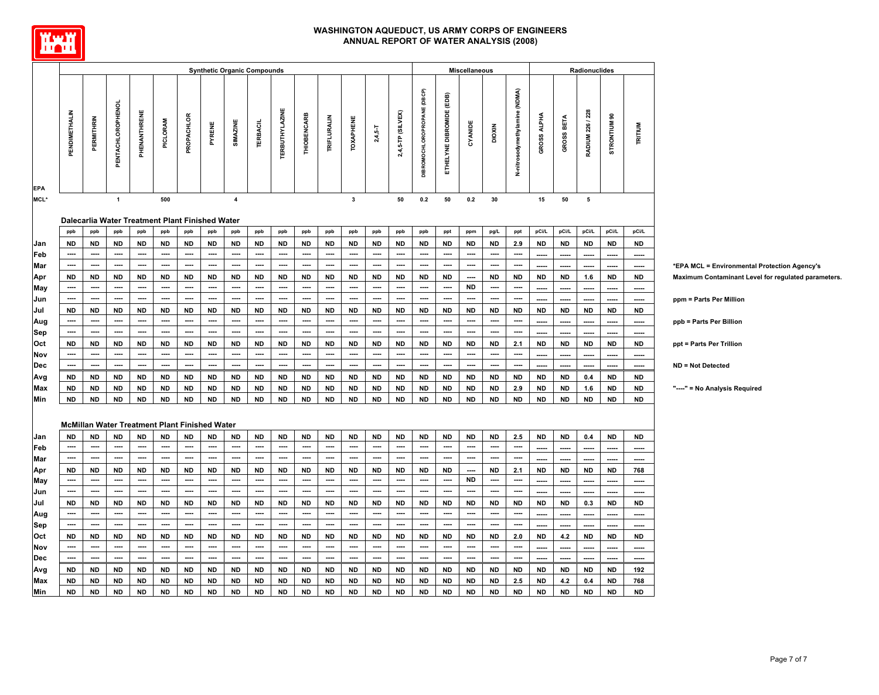# WASHINGTON AQUEDUCT, US ARMY CORPS OF ENGINEERS
## ANNUAL REPORT OF WATER ANALYSIS (2008)

| | Synthetic Organic Compounds | | | | | | | | | | | | | | | Miscellaneous | | | | | Radionuclides | | | | |
|---|---|---|---|---|---|---|---|---|---|---|---|---|---|---|---|---|---|---|---|---|---|---|---|---|---|
| EPA | PENDIMETHALIN | PERMITHRIN | PENTACHLOROPHENOL | PHENANTHRENE | PICLORAM | PROPACHLOR | PYRENE | SIMAZINE | TERBACIL | TERBUTHYLAZINE | THIOBENCARB | TRIFLURALIN | TOXAPHENE | 2,4,5-T | 2,4,5-TP (SILVEX) | DIBROMOCHLOROPROPANE (DBCP) | ETHELYNE DIBROMIDE (EDB) | CYANIDE | DIOXIN | N-nitrosodymethylamine (NDMA) | GROSS ALPHA | GROSS BETA | RADIUM 226 / 228 | STRONTIUM 90 | TRITIUM |
| MCL* | | | 1 | | 500 | | | 4 | | | | | 3 | | 50 | 0.2 | 50 | 0.2 | 30 | | 15 | 50 | 5 | | |
| **Dalecarlia Water Treatment Plant Finished Water** | | | | | | | | | | | | | | | | | | | | | | | | | |
| | ppb | ppb | ppb | ppb | ppb | ppb | ppb | ppb | ppb | ppb | ppb | ppb | ppb | ppb | ppb | ppb | ppt | ppm | pg/L | ppt | pCi/L | pCi/L | pCi/L | pCi/L | pCi/L |
| Jan | ND | ND | ND | ND | ND | ND | ND | ND | ND | ND | ND | ND | ND | ND | ND | ND | ND | ND | ND | 2.9 | ND | ND | ND | ND | ND |
| Feb | ---- | ---- | ---- | ---- | ---- | ---- | ---- | ---- | ---- | ---- | ---- | ---- | ---- | ---- | ---- | ---- | ---- | ---- | ---- | ---- | ----- | ----- | ----- | ----- | ----- |
| Mar | ---- | ---- | ---- | ---- | ---- | ---- | ---- | ---- | ---- | ---- | ---- | ---- | ---- | ---- | ---- | ---- | ---- | ---- | ---- | ---- | ----- | ----- | ----- | ----- | ----- |
| Apr | ND | ND | ND | ND | ND | ND | ND | ND | ND | ND | ND | ND | ND | ND | ND | ND | ND | ---- | ND | ND | ND | ND | 1.6 | ND | ND |
| May | ---- | ---- | ---- | ---- | ---- | ---- | ---- | ---- | ---- | ---- | ---- | ---- | ---- | ---- | ---- | ---- | ---- | ND | ---- | ---- | ----- | ----- | ----- | ----- | ----- |
| Jun | ---- | ---- | ---- | ---- | ---- | ---- | ---- | ---- | ---- | ---- | ---- | ---- | ---- | ---- | ---- | ---- | ---- | ---- | ---- | ---- | ----- | ----- | ----- | ----- | ----- |
| Jul | ND | ND | ND | ND | ND | ND | ND | ND | ND | ND | ND | ND | ND | ND | ND | ND | ND | ND | ND | ND | ND | ND | ND | ND | ND |
| Aug | ---- | ---- | ---- | ---- | ---- | ---- | ---- | ---- | ---- | ---- | ---- | ---- | ---- | ---- | ---- | ---- | ---- | ---- | ---- | ---- | ----- | ----- | ----- | ----- | ----- |
| Sep | ---- | ---- | ---- | ---- | ---- | ---- | ---- | ---- | ---- | ---- | ---- | ---- | ---- | ---- | ---- | ---- | ---- | ---- | ---- | ---- | ----- | ----- | ----- | ----- | ----- |
| Oct | ND | ND | ND | ND | ND | ND | ND | ND | ND | ND | ND | ND | ND | ND | ND | ND | ND | ND | ND | 2.1 | ND | ND | ND | ND | ND |
| Nov | ---- | ---- | ---- | ---- | ---- | ---- | ---- | ---- | ---- | ---- | ---- | ---- | ---- | ---- | ---- | ---- | ---- | ---- | ---- | ---- | ----- | ----- | ----- | ----- | ----- |
| Dec | ---- | ---- | ---- | ---- | ---- | ---- | ---- | ---- | ---- | ---- | ---- | ---- | ---- | ---- | ---- | ---- | ---- | ---- | ---- | ---- | ----- | ----- | ----- | ----- | ----- |
| Avg | ND | ND | ND | ND | ND | ND | ND | ND | ND | ND | ND | ND | ND | ND | ND | ND | ND | ND | ND | ND | ND | ND | 0.4 | ND | ND |
| Max | ND | ND | ND | ND | ND | ND | ND | ND | ND | ND | ND | ND | ND | ND | ND | ND | ND | ND | ND | 2.9 | ND | ND | 1.6 | ND | ND |
| Min | ND | ND | ND | ND | ND | ND | ND | ND | ND | ND | ND | ND | ND | ND | ND | ND | ND | ND | ND | ND | ND | ND | ND | ND | ND |
| **McMillan Water Treatment Plant Finished Water** | | | | | | | | | | | | | | | | | | | | | | | | | |
| Jan | ND | ND | ND | ND | ND | ND | ND | ND | ND | ND | ND | ND | ND | ND | ND | ND | ND | ND | ND | 2.5 | ND | ND | 0.4 | ND | ND |
| Feb | ---- | ---- | ---- | ---- | ---- | ---- | ---- | ---- | ---- | ---- | ---- | ---- | ---- | ---- | ---- | ---- | ---- | ---- | ---- | ---- | ----- | ----- | ----- | ----- | ----- |
| Mar | ---- | ---- | ---- | ---- | ---- | ---- | ---- | ---- | ---- | ---- | ---- | ---- | ---- | ---- | ---- | ---- | ---- | ---- | ---- | ---- | ----- | ----- | ----- | ----- | ----- |
| Apr | ND | ND | ND | ND | ND | ND | ND | ND | ND | ND | ND | ND | ND | ND | ND | ND | ND | ---- | ND | 2.1 | ND | ND | ND | ND | 768 |
| May | ---- | ---- | ---- | ---- | ---- | ---- | ---- | ---- | ---- | ---- | ---- | ---- | ---- | ---- | ---- | ---- | ---- | ND | ---- | ---- | ----- | ----- | ----- | ----- | ----- |
| Jun | ---- | ---- | ---- | ---- | ---- | ---- | ---- | ---- | ---- | ---- | ---- | ---- | ---- | ---- | ---- | ---- | ---- | ---- | ---- | ---- | ----- | ----- | ----- | ----- | ----- |
| Jul | ND | ND | ND | ND | ND | ND | ND | ND | ND | ND | ND | ND | ND | ND | ND | ND | ND | ND | ND | ND | ND | ND | 0.3 | ND | ND |
| Aug | ---- | ---- | ---- | ---- | ---- | ---- | ---- | ---- | ---- | ---- | ---- | ---- | ---- | ---- | ---- | ---- | ---- | ---- | ---- | ---- | ----- | ----- | ----- | ----- | ----- |
| Sep | ---- | ---- | ---- | ---- | ---- | ---- | ---- | ---- | ---- | ---- | ---- | ---- | ---- | ---- | ---- | ---- | ---- | ---- | ---- | ---- | ----- | ----- | ----- | ----- | ----- |
| Oct | ND | ND | ND | ND | ND | ND | ND | ND | ND | ND | ND | ND | ND | ND | ND | ND | ND | ND | ND | 2.0 | ND | 4.2 | ND | ND | ND |
| Nov | ---- | ---- | ---- | ---- | ---- | ---- | ---- | ---- | ---- | ---- | ---- | ---- | ---- | ---- | ---- | ---- | ---- | ---- | ---- | ---- | ----- | ----- | ----- | ----- | ----- |
| Dec | ---- | ---- | ---- | ---- | ---- | ---- | ---- | ---- | ---- | ---- | ---- | ---- | ---- | ---- | ---- | ---- | ---- | ---- | ---- | ---- | ----- | ----- | ----- | ----- | ----- |
| Avg | ND | ND | ND | ND | ND | ND | ND | ND | ND | ND | ND | ND | ND | ND | ND | ND | ND | ND | ND | ND | ND | ND | ND | ND | 192 |
| Max | ND | ND | ND | ND | ND | ND | ND | ND | ND | ND | ND | ND | ND | ND | ND | ND | ND | ND | ND | 2.5 | ND | 4.2 | 0.4 | ND | 768 |
| Min | ND | ND | ND | ND | ND | ND | ND | ND | ND | ND | ND | ND | ND | ND | ND | ND | ND | ND | ND | ND | ND | ND | ND | ND | ND |

*EPA MCL = Environmental Protection Agency's Maximum Contaminant Level for regulated parameters.

ppm = Parts Per Million

ppb = Parts Per Billion

ppt = Parts Per Trillion

ND = Not Detected

"----" = No Analysis Required